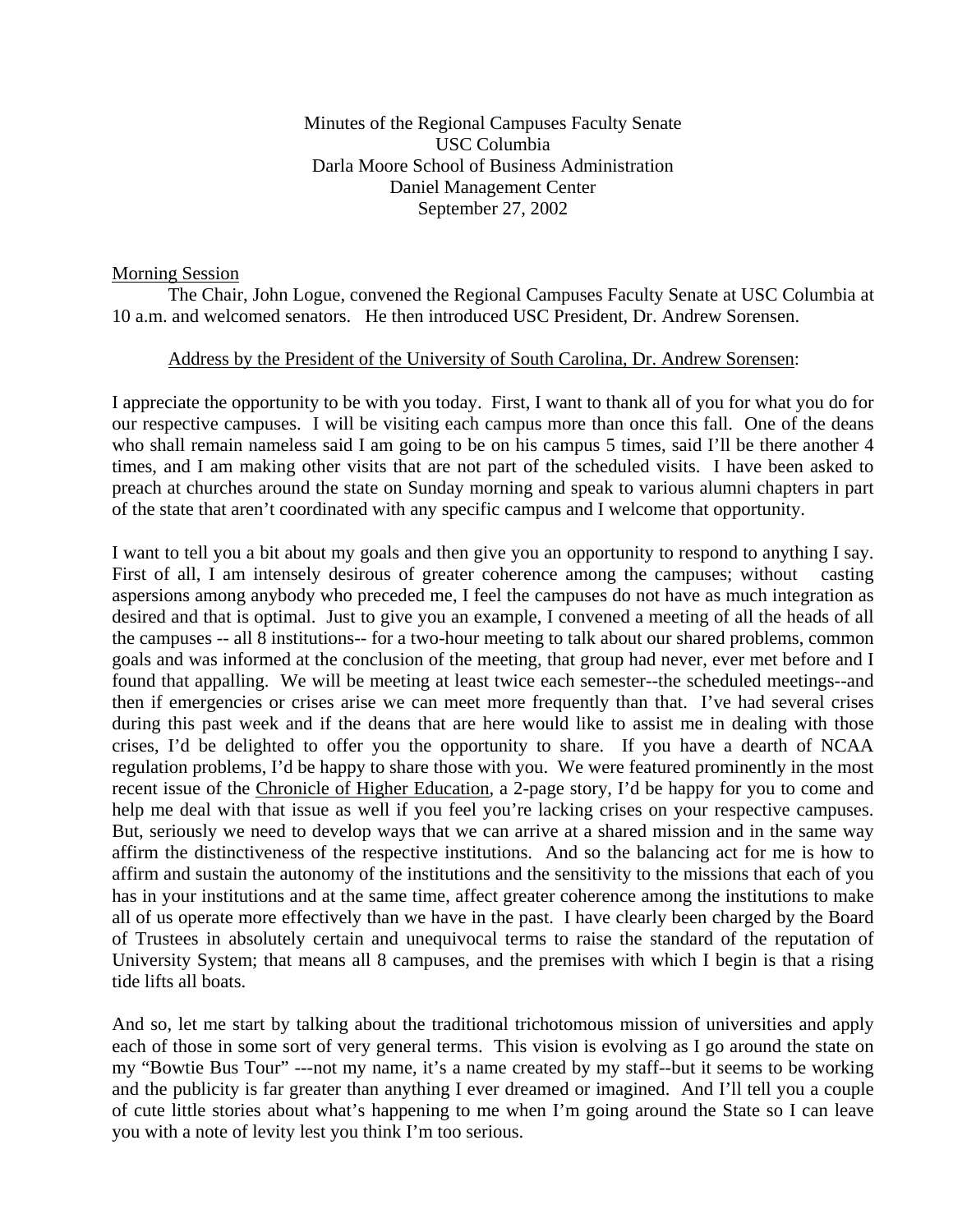Minutes of the Regional Campuses Faculty Senate
USC Columbia
Darla Moore School of Business Administration
Daniel Management Center
September 27, 2002

Morning Session

The Chair, John Logue, convened the Regional Campuses Faculty Senate at USC Columbia at 10 a.m. and welcomed senators. He then introduced USC President, Dr. Andrew Sorensen.

Address by the President of the University of South Carolina, Dr. Andrew Sorensen:

I appreciate the opportunity to be with you today. First, I want to thank all of you for what you do for our respective campuses. I will be visiting each campus more than once this fall. One of the deans who shall remain nameless said I am going to be on his campus 5 times, said I'll be there another 4 times, and I am making other visits that are not part of the scheduled visits. I have been asked to preach at churches around the state on Sunday morning and speak to various alumni chapters in part of the state that aren't coordinated with any specific campus and I welcome that opportunity.

I want to tell you a bit about my goals and then give you an opportunity to respond to anything I say. First of all, I am intensely desirous of greater coherence among the campuses; without casting aspersions among anybody who preceded me, I feel the campuses do not have as much integration as desired and that is optimal. Just to give you an example, I convened a meeting of all the heads of all the campuses -- all 8 institutions-- for a two-hour meeting to talk about our shared problems, common goals and was informed at the conclusion of the meeting, that group had never, ever met before and I found that appalling. We will be meeting at least twice each semester--the scheduled meetings--and then if emergencies or crises arise we can meet more frequently than that. I've had several crises during this past week and if the deans that are here would like to assist me in dealing with those crises, I'd be delighted to offer you the opportunity to share. If you have a dearth of NCAA regulation problems, I'd be happy to share those with you. We were featured prominently in the most recent issue of the Chronicle of Higher Education, a 2-page story, I'd be happy for you to come and help me deal with that issue as well if you feel you're lacking crises on your respective campuses. But, seriously we need to develop ways that we can arrive at a shared mission and in the same way affirm the distinctiveness of the respective institutions. And so the balancing act for me is how to affirm and sustain the autonomy of the institutions and the sensitivity to the missions that each of you has in your institutions and at the same time, affect greater coherence among the institutions to make all of us operate more effectively than we have in the past. I have clearly been charged by the Board of Trustees in absolutely certain and unequivocal terms to raise the standard of the reputation of University System; that means all 8 campuses, and the premises with which I begin is that a rising tide lifts all boats.

And so, let me start by talking about the traditional trichotomous mission of universities and apply each of those in some sort of very general terms. This vision is evolving as I go around the state on my "Bowtie Bus Tour" ---not my name, it's a name created by my staff--but it seems to be working and the publicity is far greater than anything I ever dreamed or imagined. And I'll tell you a couple of cute little stories about what's happening to me when I'm going around the State so I can leave you with a note of levity lest you think I'm too serious.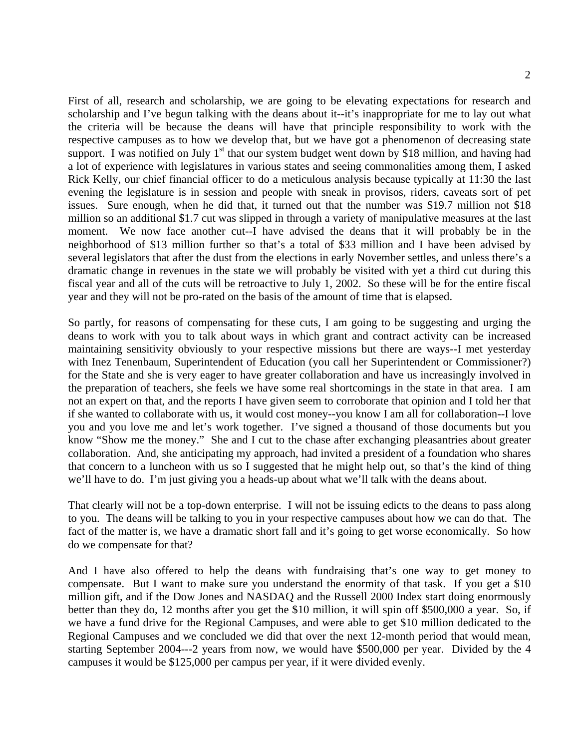First of all, research and scholarship, we are going to be elevating expectations for research and scholarship and I've begun talking with the deans about it--it's inappropriate for me to lay out what the criteria will be because the deans will have that principle responsibility to work with the respective campuses as to how we develop that, but we have got a phenomenon of decreasing state support. I was notified on July 1st that our system budget went down by $18 million, and having had a lot of experience with legislatures in various states and seeing commonalities among them, I asked Rick Kelly, our chief financial officer to do a meticulous analysis because typically at 11:30 the last evening the legislature is in session and people with sneak in provisos, riders, caveats sort of pet issues. Sure enough, when he did that, it turned out that the number was $19.7 million not $18 million so an additional $1.7 cut was slipped in through a variety of manipulative measures at the last moment. We now face another cut--I have advised the deans that it will probably be in the neighborhood of $13 million further so that's a total of $33 million and I have been advised by several legislators that after the dust from the elections in early November settles, and unless there's a dramatic change in revenues in the state we will probably be visited with yet a third cut during this fiscal year and all of the cuts will be retroactive to July 1, 2002. So these will be for the entire fiscal year and they will not be pro-rated on the basis of the amount of time that is elapsed.

So partly, for reasons of compensating for these cuts, I am going to be suggesting and urging the deans to work with you to talk about ways in which grant and contract activity can be increased maintaining sensitivity obviously to your respective missions but there are ways--I met yesterday with Inez Tenenbaum, Superintendent of Education (you call her Superintendent or Commissioner?) for the State and she is very eager to have greater collaboration and have us increasingly involved in the preparation of teachers, she feels we have some real shortcomings in the state in that area. I am not an expert on that, and the reports I have given seem to corroborate that opinion and I told her that if she wanted to collaborate with us, it would cost money--you know I am all for collaboration--I love you and you love me and let's work together. I've signed a thousand of those documents but you know "Show me the money." She and I cut to the chase after exchanging pleasantries about greater collaboration. And, she anticipating my approach, had invited a president of a foundation who shares that concern to a luncheon with us so I suggested that he might help out, so that's the kind of thing we'll have to do. I'm just giving you a heads-up about what we'll talk with the deans about.

That clearly will not be a top-down enterprise. I will not be issuing edicts to the deans to pass along to you. The deans will be talking to you in your respective campuses about how we can do that. The fact of the matter is, we have a dramatic short fall and it's going to get worse economically. So how do we compensate for that?

And I have also offered to help the deans with fundraising that's one way to get money to compensate. But I want to make sure you understand the enormity of that task. If you get a $10 million gift, and if the Dow Jones and NASDAQ and the Russell 2000 Index start doing enormously better than they do, 12 months after you get the $10 million, it will spin off $500,000 a year. So, if we have a fund drive for the Regional Campuses, and were able to get $10 million dedicated to the Regional Campuses and we concluded we did that over the next 12-month period that would mean, starting September 2004---2 years from now, we would have $500,000 per year. Divided by the 4 campuses it would be $125,000 per campus per year, if it were divided evenly.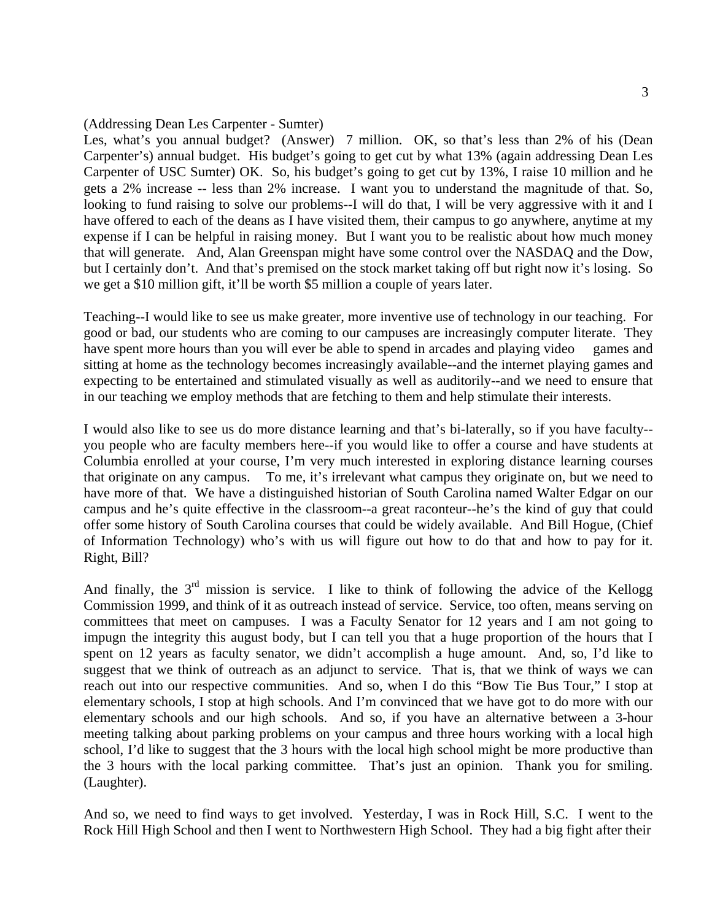(Addressing Dean Les Carpenter - Sumter)

Les, what's you annual budget? (Answer) 7 million. OK, so that's less than 2% of his (Dean Carpenter's) annual budget. His budget's going to get cut by what 13% (again addressing Dean Les Carpenter of USC Sumter) OK. So, his budget's going to get cut by 13%, I raise 10 million and he gets a 2% increase -- less than 2% increase. I want you to understand the magnitude of that. So, looking to fund raising to solve our problems--I will do that, I will be very aggressive with it and I have offered to each of the deans as I have visited them, their campus to go anywhere, anytime at my expense if I can be helpful in raising money. But I want you to be realistic about how much money that will generate. And, Alan Greenspan might have some control over the NASDAQ and the Dow, but I certainly don't. And that's premised on the stock market taking off but right now it's losing. So we get a $10 million gift, it'll be worth $5 million a couple of years later.

Teaching--I would like to see us make greater, more inventive use of technology in our teaching. For good or bad, our students who are coming to our campuses are increasingly computer literate. They have spent more hours than you will ever be able to spend in arcades and playing video games and sitting at home as the technology becomes increasingly available--and the internet playing games and expecting to be entertained and stimulated visually as well as auditorily--and we need to ensure that in our teaching we employ methods that are fetching to them and help stimulate their interests.

I would also like to see us do more distance learning and that's bi-laterally, so if you have faculty--you people who are faculty members here--if you would like to offer a course and have students at Columbia enrolled at your course, I'm very much interested in exploring distance learning courses that originate on any campus. To me, it's irrelevant what campus they originate on, but we need to have more of that. We have a distinguished historian of South Carolina named Walter Edgar on our campus and he's quite effective in the classroom--a great raconteur--he's the kind of guy that could offer some history of South Carolina courses that could be widely available. And Bill Hogue, (Chief of Information Technology) who's with us will figure out how to do that and how to pay for it. Right, Bill?

And finally, the 3rd mission is service. I like to think of following the advice of the Kellogg Commission 1999, and think of it as outreach instead of service. Service, too often, means serving on committees that meet on campuses. I was a Faculty Senator for 12 years and I am not going to impugn the integrity this august body, but I can tell you that a huge proportion of the hours that I spent on 12 years as faculty senator, we didn't accomplish a huge amount. And, so, I'd like to suggest that we think of outreach as an adjunct to service. That is, that we think of ways we can reach out into our respective communities. And so, when I do this "Bow Tie Bus Tour," I stop at elementary schools, I stop at high schools. And I'm convinced that we have got to do more with our elementary schools and our high schools. And so, if you have an alternative between a 3-hour meeting talking about parking problems on your campus and three hours working with a local high school, I'd like to suggest that the 3 hours with the local high school might be more productive than the 3 hours with the local parking committee. That's just an opinion. Thank you for smiling. (Laughter).

And so, we need to find ways to get involved. Yesterday, I was in Rock Hill, S.C. I went to the Rock Hill High School and then I went to Northwestern High School. They had a big fight after their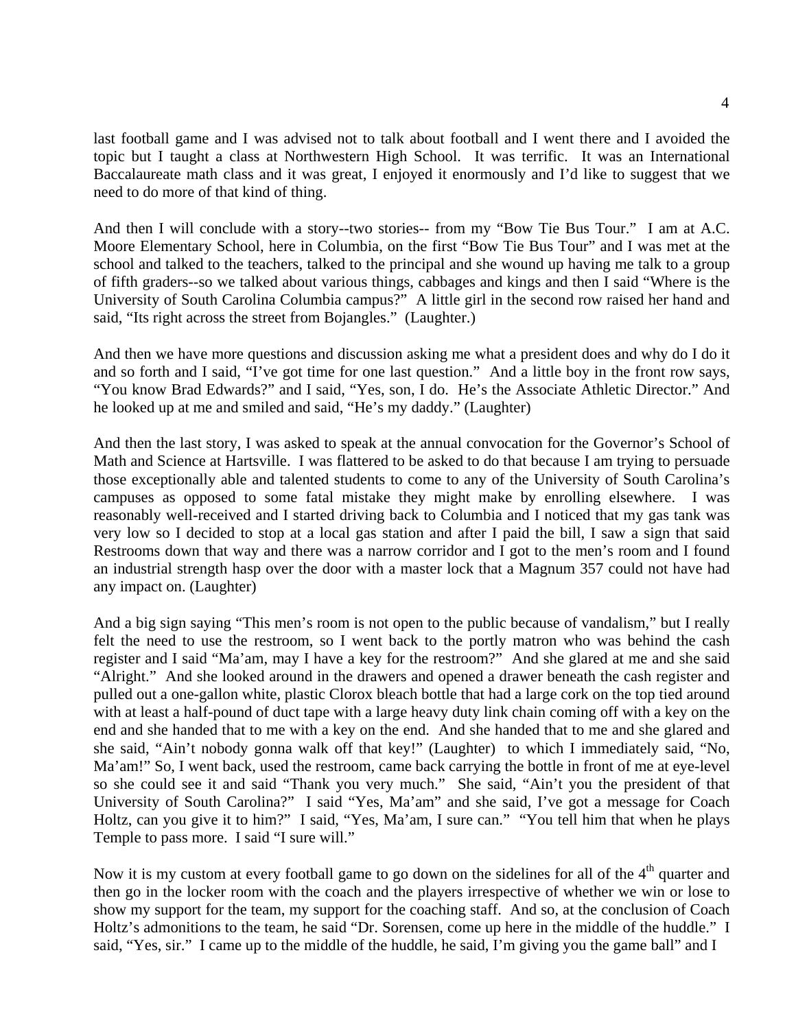last football game and I was advised not to talk about football and I went there and I avoided the topic but I taught a class at Northwestern High School. It was terrific. It was an International Baccalaureate math class and it was great, I enjoyed it enormously and I'd like to suggest that we need to do more of that kind of thing.

And then I will conclude with a story--two stories-- from my "Bow Tie Bus Tour." I am at A.C. Moore Elementary School, here in Columbia, on the first "Bow Tie Bus Tour" and I was met at the school and talked to the teachers, talked to the principal and she wound up having me talk to a group of fifth graders--so we talked about various things, cabbages and kings and then I said "Where is the University of South Carolina Columbia campus?" A little girl in the second row raised her hand and said, "Its right across the street from Bojangles." (Laughter.)

And then we have more questions and discussion asking me what a president does and why do I do it and so forth and I said, "I've got time for one last question." And a little boy in the front row says, "You know Brad Edwards?" and I said, "Yes, son, I do. He's the Associate Athletic Director." And he looked up at me and smiled and said, "He's my daddy." (Laughter)

And then the last story, I was asked to speak at the annual convocation for the Governor's School of Math and Science at Hartsville. I was flattered to be asked to do that because I am trying to persuade those exceptionally able and talented students to come to any of the University of South Carolina's campuses as opposed to some fatal mistake they might make by enrolling elsewhere. I was reasonably well-received and I started driving back to Columbia and I noticed that my gas tank was very low so I decided to stop at a local gas station and after I paid the bill, I saw a sign that said Restrooms down that way and there was a narrow corridor and I got to the men's room and I found an industrial strength hasp over the door with a master lock that a Magnum 357 could not have had any impact on. (Laughter)

And a big sign saying "This men's room is not open to the public because of vandalism," but I really felt the need to use the restroom, so I went back to the portly matron who was behind the cash register and I said "Ma'am, may I have a key for the restroom?" And she glared at me and she said "Alright." And she looked around in the drawers and opened a drawer beneath the cash register and pulled out a one-gallon white, plastic Clorox bleach bottle that had a large cork on the top tied around with at least a half-pound of duct tape with a large heavy duty link chain coming off with a key on the end and she handed that to me with a key on the end. And she handed that to me and she glared and she said, "Ain't nobody gonna walk off that key!" (Laughter) to which I immediately said, "No, Ma'am!" So, I went back, used the restroom, came back carrying the bottle in front of me at eye-level so she could see it and said "Thank you very much." She said, "Ain't you the president of that University of South Carolina?" I said "Yes, Ma'am" and she said, I've got a message for Coach Holtz, can you give it to him?" I said, "Yes, Ma'am, I sure can." "You tell him that when he plays Temple to pass more. I said "I sure will."

Now it is my custom at every football game to go down on the sidelines for all of the 4th quarter and then go in the locker room with the coach and the players irrespective of whether we win or lose to show my support for the team, my support for the coaching staff. And so, at the conclusion of Coach Holtz's admonitions to the team, he said "Dr. Sorensen, come up here in the middle of the huddle." I said, "Yes, sir." I came up to the middle of the huddle, he said, I'm giving you the game ball" and I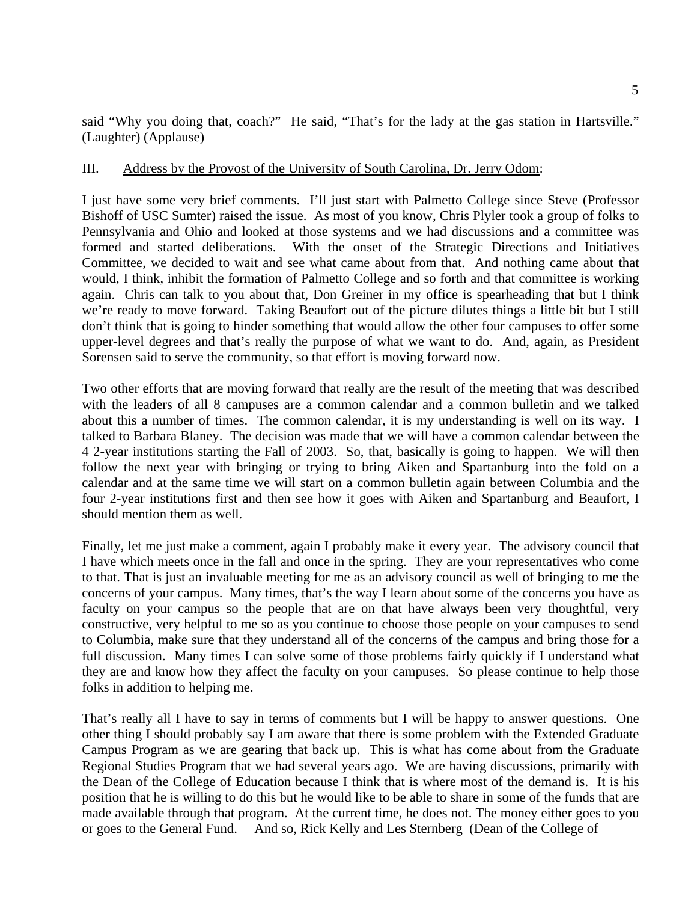said "Why you doing that, coach?" He said, "That's for the lady at the gas station in Hartsville." (Laughter) (Applause)

III. Address by the Provost of the University of South Carolina, Dr. Jerry Odom:

I just have some very brief comments. I'll just start with Palmetto College since Steve (Professor Bishoff of USC Sumter) raised the issue. As most of you know, Chris Plyler took a group of folks to Pennsylvania and Ohio and looked at those systems and we had discussions and a committee was formed and started deliberations. With the onset of the Strategic Directions and Initiatives Committee, we decided to wait and see what came about from that. And nothing came about that would, I think, inhibit the formation of Palmetto College and so forth and that committee is working again. Chris can talk to you about that, Don Greiner in my office is spearheading that but I think we're ready to move forward. Taking Beaufort out of the picture dilutes things a little bit but I still don't think that is going to hinder something that would allow the other four campuses to offer some upper-level degrees and that's really the purpose of what we want to do. And, again, as President Sorensen said to serve the community, so that effort is moving forward now.

Two other efforts that are moving forward that really are the result of the meeting that was described with the leaders of all 8 campuses are a common calendar and a common bulletin and we talked about this a number of times. The common calendar, it is my understanding is well on its way. I talked to Barbara Blaney. The decision was made that we will have a common calendar between the 4 2-year institutions starting the Fall of 2003. So, that, basically is going to happen. We will then follow the next year with bringing or trying to bring Aiken and Spartanburg into the fold on a calendar and at the same time we will start on a common bulletin again between Columbia and the four 2-year institutions first and then see how it goes with Aiken and Spartanburg and Beaufort, I should mention them as well.

Finally, let me just make a comment, again I probably make it every year. The advisory council that I have which meets once in the fall and once in the spring. They are your representatives who come to that. That is just an invaluable meeting for me as an advisory council as well of bringing to me the concerns of your campus. Many times, that's the way I learn about some of the concerns you have as faculty on your campus so the people that are on that have always been very thoughtful, very constructive, very helpful to me so as you continue to choose those people on your campuses to send to Columbia, make sure that they understand all of the concerns of the campus and bring those for a full discussion. Many times I can solve some of those problems fairly quickly if I understand what they are and know how they affect the faculty on your campuses. So please continue to help those folks in addition to helping me.

That's really all I have to say in terms of comments but I will be happy to answer questions. One other thing I should probably say I am aware that there is some problem with the Extended Graduate Campus Program as we are gearing that back up. This is what has come about from the Graduate Regional Studies Program that we had several years ago. We are having discussions, primarily with the Dean of the College of Education because I think that is where most of the demand is. It is his position that he is willing to do this but he would like to be able to share in some of the funds that are made available through that program. At the current time, he does not. The money either goes to you or goes to the General Fund. And so, Rick Kelly and Les Sternberg (Dean of the College of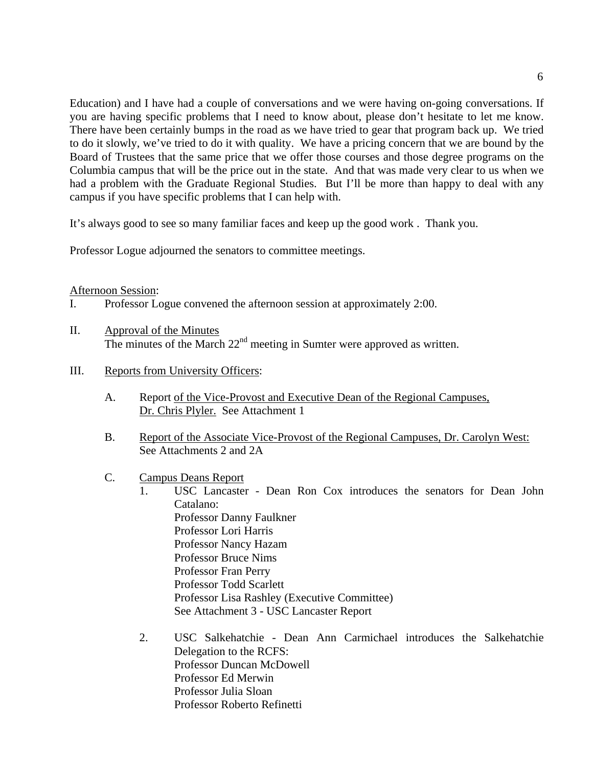Education) and I have had a couple of conversations and we were having on-going conversations. If you are having specific problems that I need to know about, please don't hesitate to let me know. There have been certainly bumps in the road as we have tried to gear that program back up. We tried to do it slowly, we've tried to do it with quality. We have a pricing concern that we are bound by the Board of Trustees that the same price that we offer those courses and those degree programs on the Columbia campus that will be the price out in the state. And that was made very clear to us when we had a problem with the Graduate Regional Studies. But I'll be more than happy to deal with any campus if you have specific problems that I can help with.

It's always good to see so many familiar faces and keep up the good work . Thank you.

Professor Logue adjourned the senators to committee meetings.

Afternoon Session:

I. Professor Logue convened the afternoon session at approximately 2:00.

II. Approval of the Minutes
The minutes of the March 22nd meeting in Sumter were approved as written.

III. Reports from University Officers:

A. Report of the Vice-Provost and Executive Dean of the Regional Campuses, Dr. Chris Plyler. See Attachment 1

B. Report of the Associate Vice-Provost of the Regional Campuses, Dr. Carolyn West: See Attachments 2 and 2A

C. Campus Deans Report

1. USC Lancaster - Dean Ron Cox introduces the senators for Dean John Catalano:
Professor Danny Faulkner
Professor Lori Harris
Professor Nancy Hazam
Professor Bruce Nims
Professor Fran Perry
Professor Todd Scarlett
Professor Lisa Rashley (Executive Committee)
See Attachment 3 - USC Lancaster Report

2. USC Salkehatchie - Dean Ann Carmichael introduces the Salkehatchie Delegation to the RCFS:
Professor Duncan McDowell
Professor Ed Merwin
Professor Julia Sloan
Professor Roberto Refinetti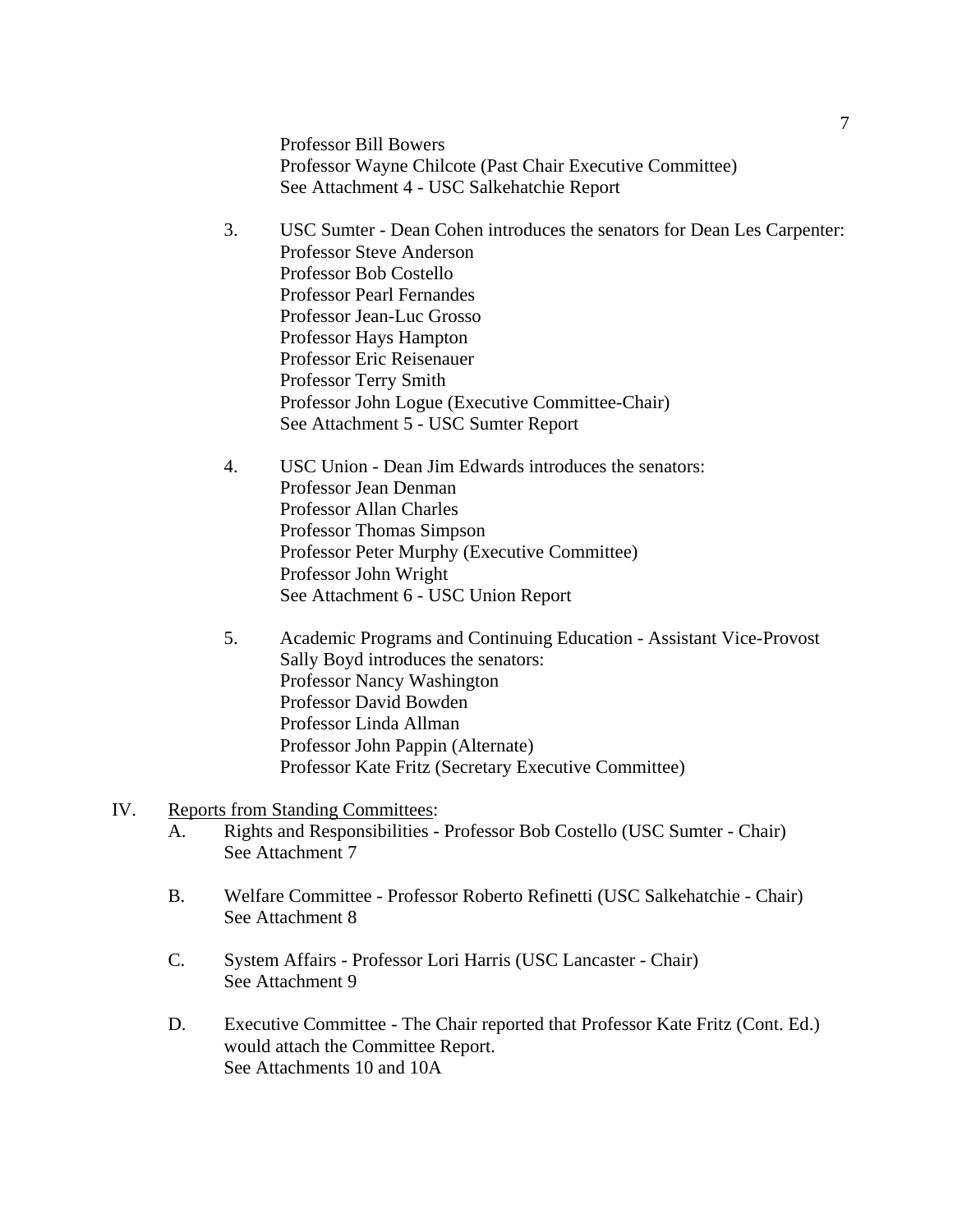Professor Bill Bowers
Professor Wayne Chilcote (Past Chair Executive Committee)
See Attachment 4 - USC Salkehatchie Report

3. USC Sumter - Dean Cohen introduces the senators for Dean Les Carpenter:
   Professor Steve Anderson
   Professor Bob Costello
   Professor Pearl Fernandes
   Professor Jean-Luc Grosso
   Professor Hays Hampton
   Professor Eric Reisenauer
   Professor Terry Smith
   Professor John Logue (Executive Committee-Chair)
   See Attachment 5 - USC Sumter Report

4. USC Union - Dean Jim Edwards introduces the senators:
   Professor Jean Denman
   Professor Allan Charles
   Professor Thomas Simpson
   Professor Peter Murphy (Executive Committee)
   Professor John Wright
   See Attachment 6 - USC Union Report

5. Academic Programs and Continuing Education - Assistant Vice-Provost Sally Boyd introduces the senators:
   Professor Nancy Washington
   Professor David Bowden
   Professor Linda Allman
   Professor John Pappin (Alternate)
   Professor Kate Fritz (Secretary Executive Committee)

IV. Reports from Standing Committees:

A. Rights and Responsibilities - Professor Bob Costello (USC Sumter - Chair)
   See Attachment 7

B. Welfare Committee - Professor Roberto Refinetti (USC Salkehatchie - Chair)
   See Attachment 8

C. System Affairs - Professor Lori Harris (USC Lancaster - Chair)
   See Attachment 9

D. Executive Committee - The Chair reported that Professor Kate Fritz (Cont. Ed.) would attach the Committee Report.
   See Attachments 10 and 10A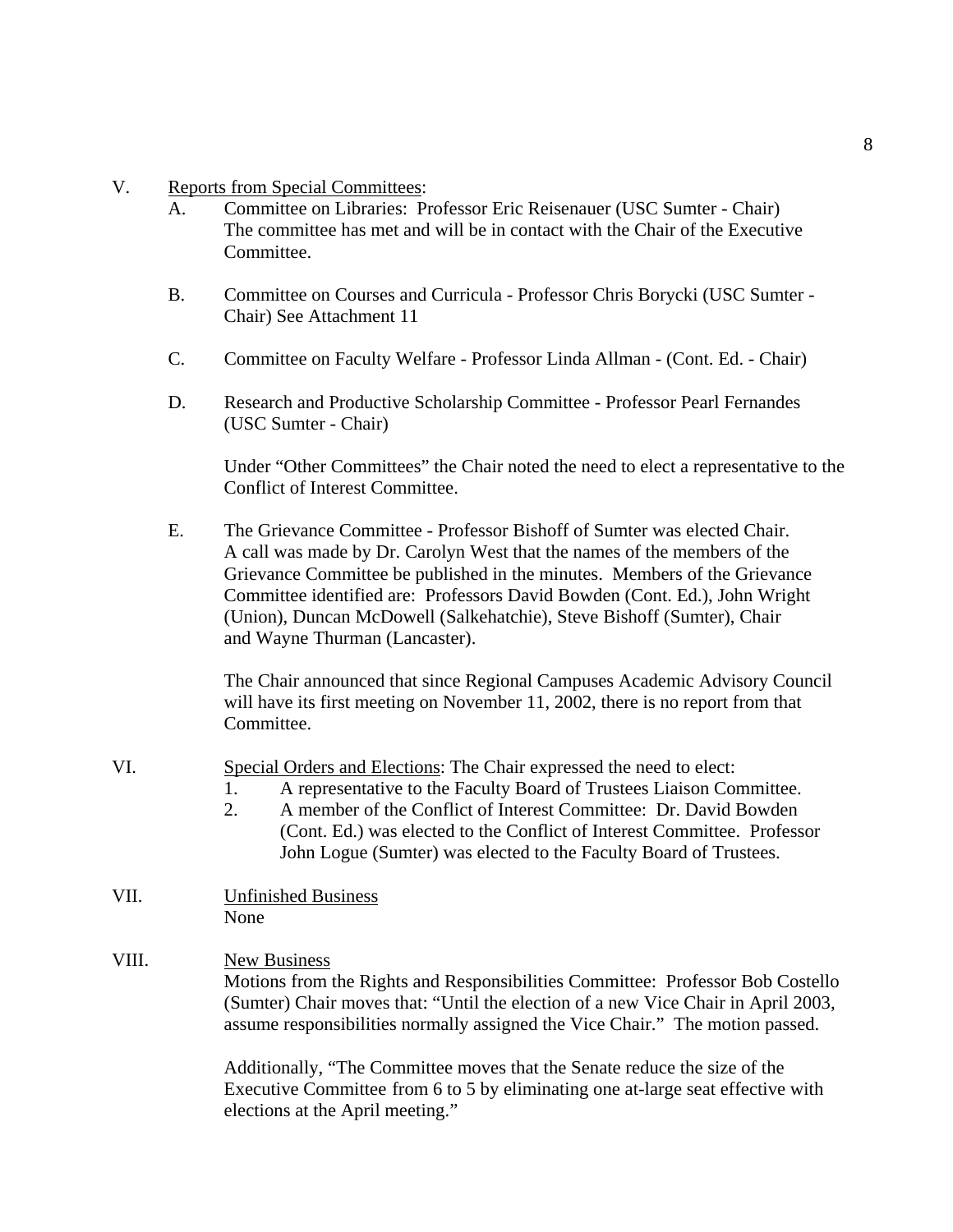V. <u>Reports from Special Committees</u>:

A. Committee on Libraries: Professor Eric Reisenauer (USC Sumter - Chair) The committee has met and will be in contact with the Chair of the Executive Committee.

B. Committee on Courses and Curricula - Professor Chris Borycki (USC Sumter - Chair) See Attachment 11

C. Committee on Faculty Welfare - Professor Linda Allman - (Cont. Ed. - Chair)

D. Research and Productive Scholarship Committee - Professor Pearl Fernandes (USC Sumter - Chair)

Under "Other Committees" the Chair noted the need to elect a representative to the Conflict of Interest Committee.

E. The Grievance Committee - Professor Bishoff of Sumter was elected Chair. A call was made by Dr. Carolyn West that the names of the members of the Grievance Committee be published in the minutes. Members of the Grievance Committee identified are: Professors David Bowden (Cont. Ed.), John Wright (Union), Duncan McDowell (Salkehatchie), Steve Bishoff (Sumter), Chair and Wayne Thurman (Lancaster).

The Chair announced that since Regional Campuses Academic Advisory Council will have its first meeting on November 11, 2002, there is no report from that Committee.

VI. <u>Special Orders and Elections</u>: The Chair expressed the need to elect:

1. A representative to the Faculty Board of Trustees Liaison Committee.
2. A member of the Conflict of Interest Committee: Dr. David Bowden (Cont. Ed.) was elected to the Conflict of Interest Committee. Professor John Logue (Sumter) was elected to the Faculty Board of Trustees.

VII. <u>Unfinished Business</u>

None

VIII. <u>New Business</u>

Motions from the Rights and Responsibilities Committee: Professor Bob Costello (Sumter) Chair moves that: "Until the election of a new Vice Chair in April 2003, assume responsibilities normally assigned the Vice Chair." The motion passed.

Additionally, "The Committee moves that the Senate reduce the size of the Executive Committee from 6 to 5 by eliminating one at-large seat effective with elections at the April meeting."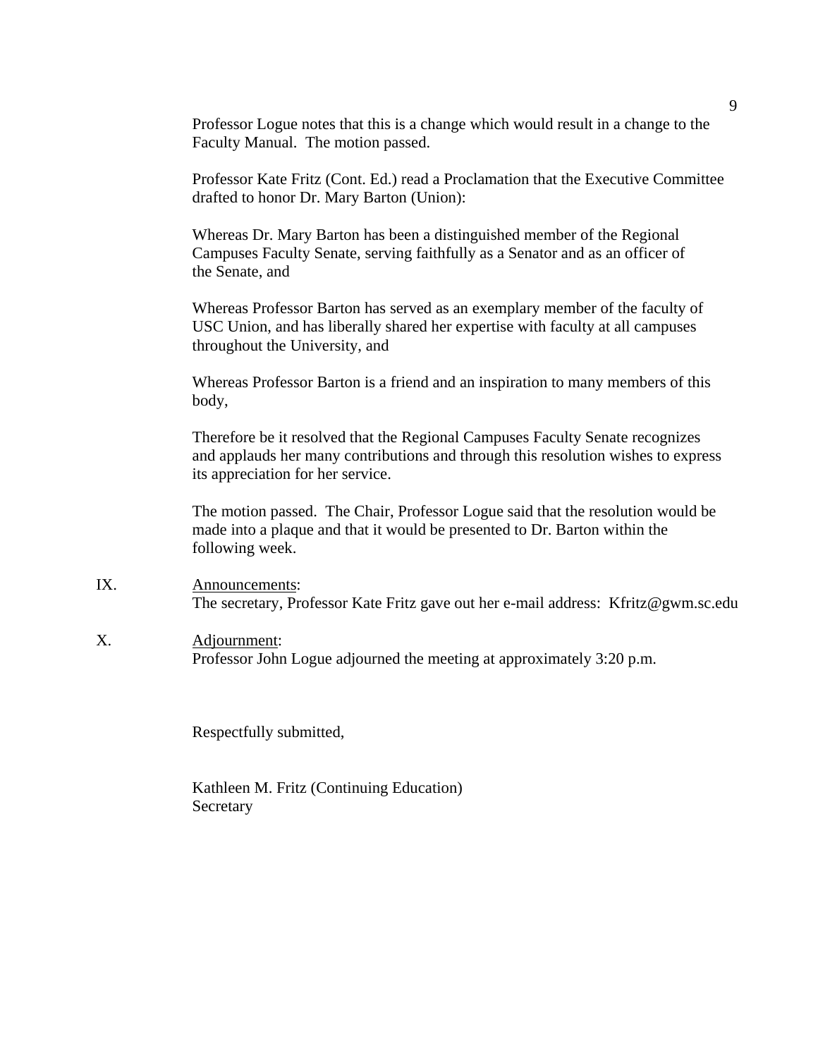Professor Logue notes that this is a change which would result in a change to the Faculty Manual. The motion passed.

Professor Kate Fritz (Cont. Ed.) read a Proclamation that the Executive Committee drafted to honor Dr. Mary Barton (Union):

Whereas Dr. Mary Barton has been a distinguished member of the Regional Campuses Faculty Senate, serving faithfully as a Senator and as an officer of the Senate, and

Whereas Professor Barton has served as an exemplary member of the faculty of USC Union, and has liberally shared her expertise with faculty at all campuses throughout the University, and

Whereas Professor Barton is a friend and an inspiration to many members of this body,

Therefore be it resolved that the Regional Campuses Faculty Senate recognizes and applauds her many contributions and through this resolution wishes to express its appreciation for her service.

The motion passed. The Chair, Professor Logue said that the resolution would be made into a plaque and that it would be presented to Dr. Barton within the following week.

IX. Announcements:
The secretary, Professor Kate Fritz gave out her e-mail address: Kfritz@gwm.sc.edu

X. Adjournment:
Professor John Logue adjourned the meeting at approximately 3:20 p.m.

Respectfully submitted,

Kathleen M. Fritz (Continuing Education)
Secretary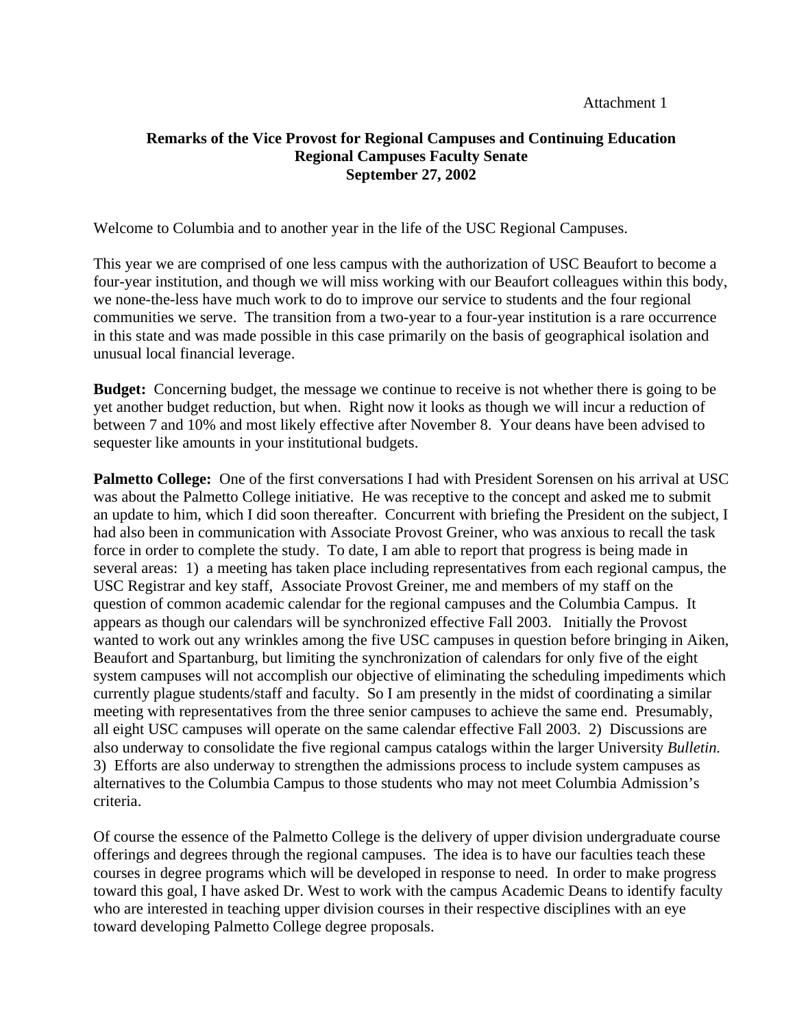Attachment 1

**Remarks of the Vice Provost for Regional Campuses and Continuing Education**
**Regional Campuses Faculty Senate**
**September 27, 2002**

Welcome to Columbia and to another year in the life of the USC Regional Campuses.

This year we are comprised of one less campus with the authorization of USC Beaufort to become a four-year institution, and though we will miss working with our Beaufort colleagues within this body, we none-the-less have much work to do to improve our service to students and the four regional communities we serve. The transition from a two-year to a four-year institution is a rare occurrence in this state and was made possible in this case primarily on the basis of geographical isolation and unusual local financial leverage.

**Budget:** Concerning budget, the message we continue to receive is not whether there is going to be yet another budget reduction, but when. Right now it looks as though we will incur a reduction of between 7 and 10% and most likely effective after November 8. Your deans have been advised to sequester like amounts in your institutional budgets.

**Palmetto College:** One of the first conversations I had with President Sorensen on his arrival at USC was about the Palmetto College initiative. He was receptive to the concept and asked me to submit an update to him, which I did soon thereafter. Concurrent with briefing the President on the subject, I had also been in communication with Associate Provost Greiner, who was anxious to recall the task force in order to complete the study. To date, I am able to report that progress is being made in several areas: 1) a meeting has taken place including representatives from each regional campus, the USC Registrar and key staff, Associate Provost Greiner, me and members of my staff on the question of common academic calendar for the regional campuses and the Columbia Campus. It appears as though our calendars will be synchronized effective Fall 2003. Initially the Provost wanted to work out any wrinkles among the five USC campuses in question before bringing in Aiken, Beaufort and Spartanburg, but limiting the synchronization of calendars for only five of the eight system campuses will not accomplish our objective of eliminating the scheduling impediments which currently plague students/staff and faculty. So I am presently in the midst of coordinating a similar meeting with representatives from the three senior campuses to achieve the same end. Presumably, all eight USC campuses will operate on the same calendar effective Fall 2003. 2) Discussions are also underway to consolidate the five regional campus catalogs within the larger University *Bulletin.* 3) Efforts are also underway to strengthen the admissions process to include system campuses as alternatives to the Columbia Campus to those students who may not meet Columbia Admission's criteria.

Of course the essence of the Palmetto College is the delivery of upper division undergraduate course offerings and degrees through the regional campuses. The idea is to have our faculties teach these courses in degree programs which will be developed in response to need. In order to make progress toward this goal, I have asked Dr. West to work with the campus Academic Deans to identify faculty who are interested in teaching upper division courses in their respective disciplines with an eye toward developing Palmetto College degree proposals.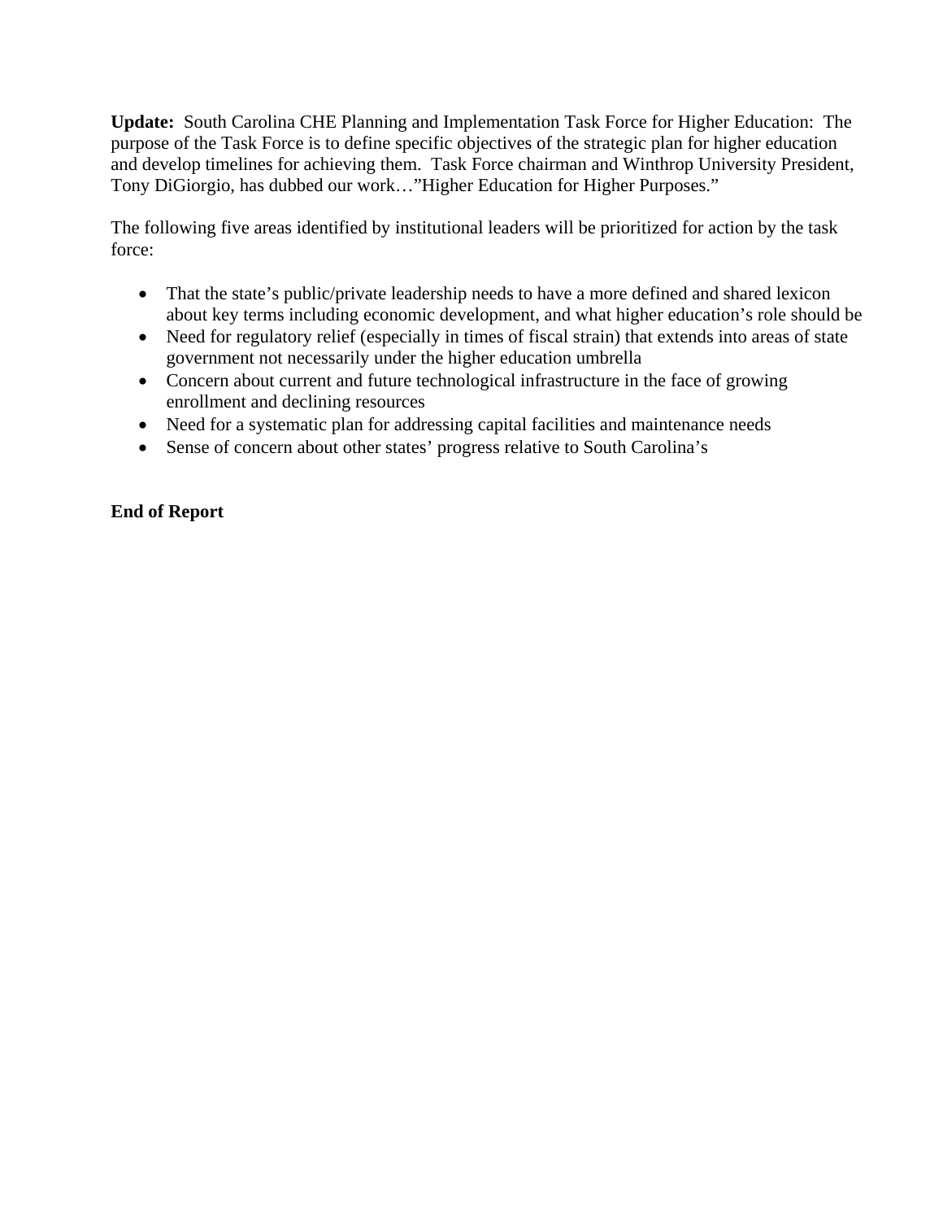**Update:** South Carolina CHE Planning and Implementation Task Force for Higher Education: The purpose of the Task Force is to define specific objectives of the strategic plan for higher education and develop timelines for achieving them. Task Force chairman and Winthrop University President, Tony DiGiorgio, has dubbed our work…"Higher Education for Higher Purposes."

The following five areas identified by institutional leaders will be prioritized for action by the task force:

- That the state's public/private leadership needs to have a more defined and shared lexicon about key terms including economic development, and what higher education's role should be
- Need for regulatory relief (especially in times of fiscal strain) that extends into areas of state government not necessarily under the higher education umbrella
- Concern about current and future technological infrastructure in the face of growing enrollment and declining resources
- Need for a systematic plan for addressing capital facilities and maintenance needs
- Sense of concern about other states' progress relative to South Carolina's

**End of Report**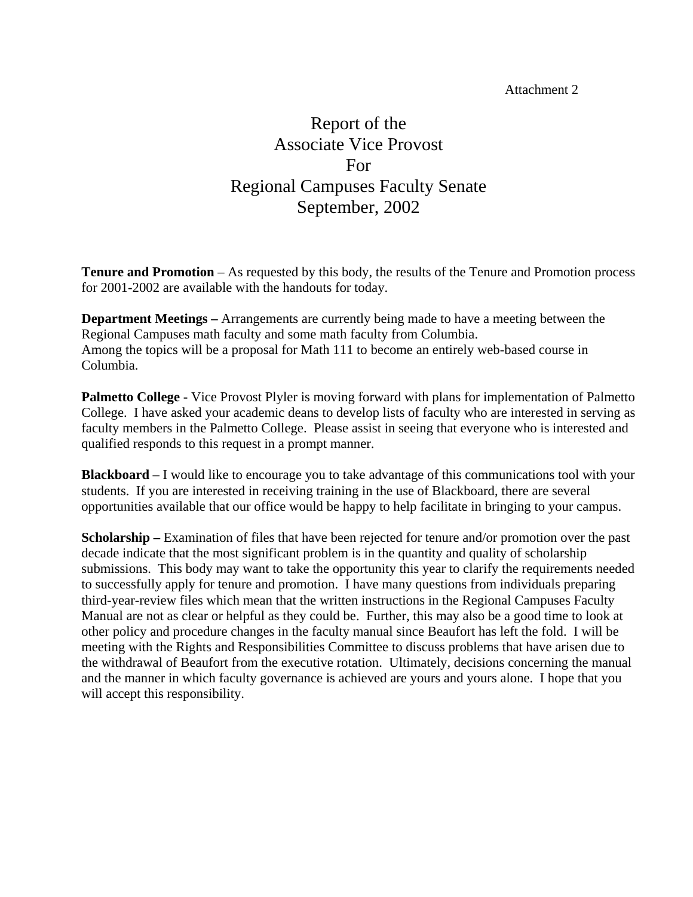Attachment 2

# Report of the Associate Vice Provost For Regional Campuses Faculty Senate September, 2002

**Tenure and Promotion** – As requested by this body, the results of the Tenure and Promotion process for 2001-2002 are available with the handouts for today.

**Department Meetings –** Arrangements are currently being made to have a meeting between the Regional Campuses math faculty and some math faculty from Columbia.
Among the topics will be a proposal for Math 111 to become an entirely web-based course in Columbia.

**Palmetto College -** Vice Provost Plyler is moving forward with plans for implementation of Palmetto College. I have asked your academic deans to develop lists of faculty who are interested in serving as faculty members in the Palmetto College. Please assist in seeing that everyone who is interested and qualified responds to this request in a prompt manner.

**Blackboard** – I would like to encourage you to take advantage of this communications tool with your students. If you are interested in receiving training in the use of Blackboard, there are several opportunities available that our office would be happy to help facilitate in bringing to your campus.

**Scholarship –** Examination of files that have been rejected for tenure and/or promotion over the past decade indicate that the most significant problem is in the quantity and quality of scholarship submissions. This body may want to take the opportunity this year to clarify the requirements needed to successfully apply for tenure and promotion. I have many questions from individuals preparing third-year-review files which mean that the written instructions in the Regional Campuses Faculty Manual are not as clear or helpful as they could be. Further, this may also be a good time to look at other policy and procedure changes in the faculty manual since Beaufort has left the fold. I will be meeting with the Rights and Responsibilities Committee to discuss problems that have arisen due to the withdrawal of Beaufort from the executive rotation. Ultimately, decisions concerning the manual and the manner in which faculty governance is achieved are yours and yours alone. I hope that you will accept this responsibility.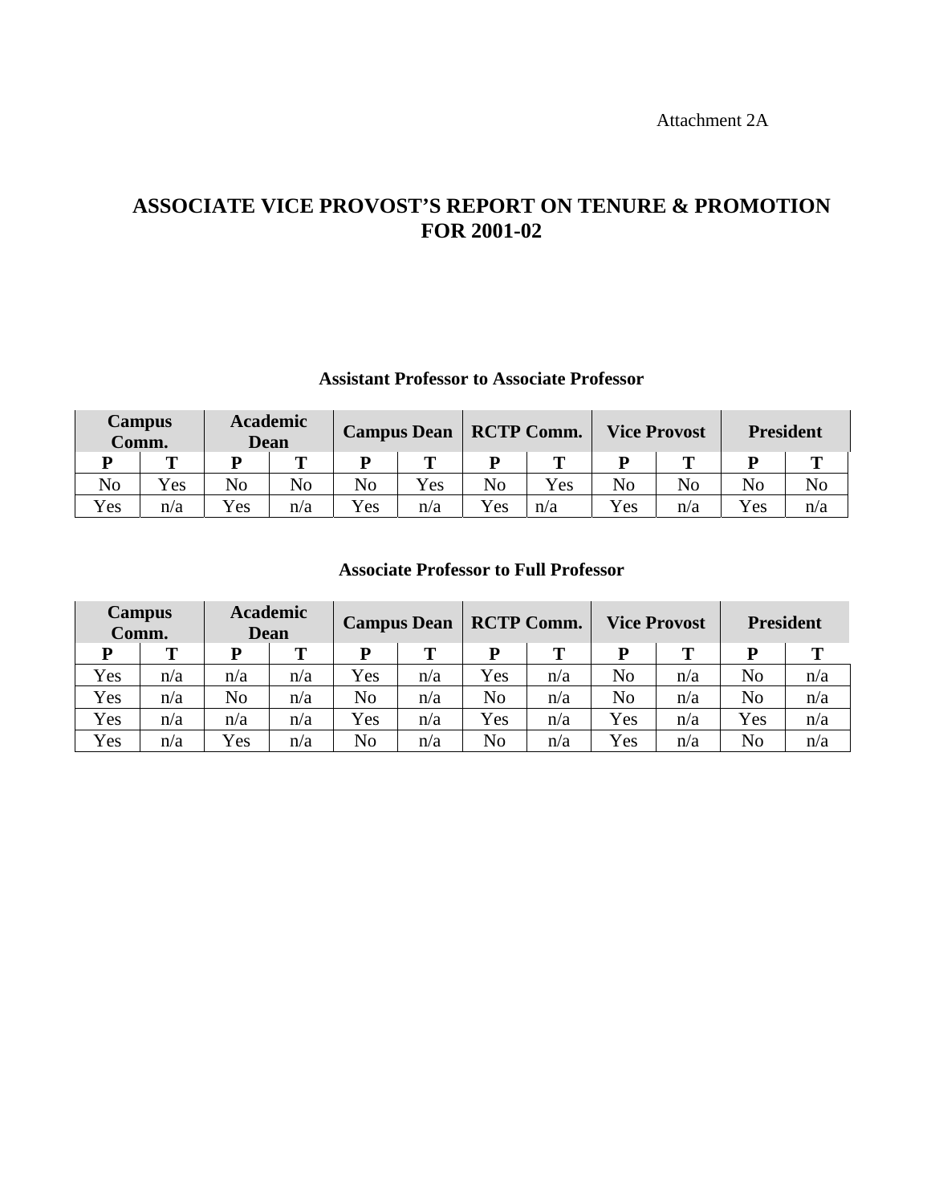Attachment 2A

# ASSOCIATE VICE PROVOST'S REPORT ON TENURE & PROMOTION FOR 2001-02

### Assistant Professor to Associate Professor

| Campus Comm. | | Academic Dean | | Campus Dean | | RCTP Comm. | | Vice Provost | | President | |
|---|---|---|---|---|---|---|---|---|---|---|---|
| P | T | P | T | P | T | P | T | P | T | P | T |
| No | Yes | No | No | No | Yes | No | Yes | No | No | No | No |
| Yes | n/a | Yes | n/a | Yes | n/a | Yes | n/a | Yes | n/a | Yes | n/a |

### Associate Professor to Full Professor

| Campus Comm. | | Academic Dean | | Campus Dean | | RCTP Comm. | | Vice Provost | | President | |
|---|---|---|---|---|---|---|---|---|---|---|---|
| P | T | P | T | P | T | P | T | P | T | P | T |
| Yes | n/a | n/a | n/a | Yes | n/a | Yes | n/a | No | n/a | No | n/a |
| Yes | n/a | No | n/a | No | n/a | No | n/a | No | n/a | No | n/a |
| Yes | n/a | n/a | n/a | Yes | n/a | Yes | n/a | Yes | n/a | Yes | n/a |
| Yes | n/a | Yes | n/a | No | n/a | No | n/a | Yes | n/a | No | n/a |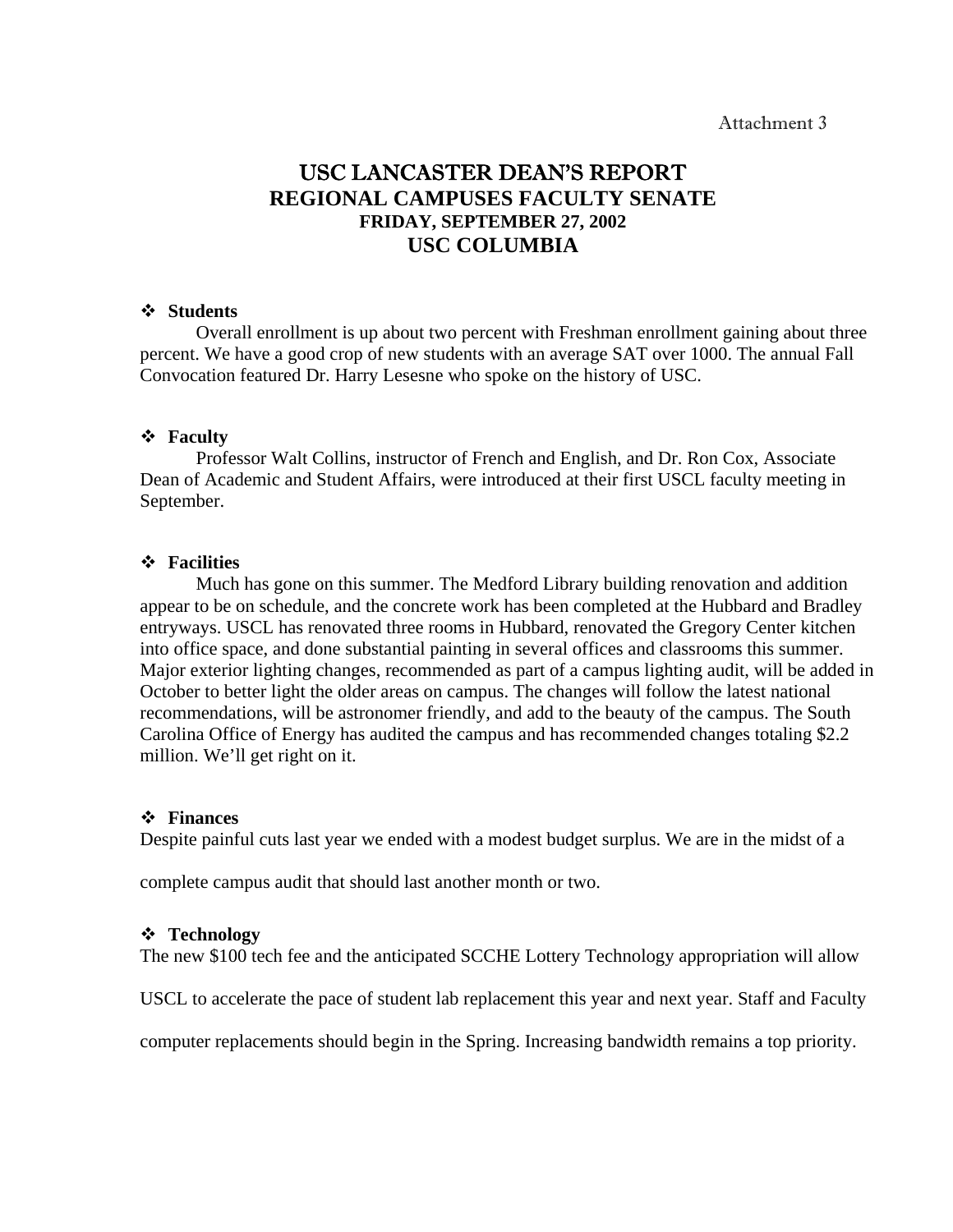Attachment 3

# USC LANCASTER DEAN'S REPORT
## REGIONAL CAMPUSES FACULTY SENATE
### FRIDAY, SEPTEMBER 27, 2002
## USC COLUMBIA

- **Students**

Overall enrollment is up about two percent with Freshman enrollment gaining about three percent. We have a good crop of new students with an average SAT over 1000. The annual Fall Convocation featured Dr. Harry Lesesne who spoke on the history of USC.

- **Faculty**

Professor Walt Collins, instructor of French and English, and Dr. Ron Cox, Associate Dean of Academic and Student Affairs, were introduced at their first USCL faculty meeting in September.

- **Facilities**

Much has gone on this summer. The Medford Library building renovation and addition appear to be on schedule, and the concrete work has been completed at the Hubbard and Bradley entryways. USCL has renovated three rooms in Hubbard, renovated the Gregory Center kitchen into office space, and done substantial painting in several offices and classrooms this summer. Major exterior lighting changes, recommended as part of a campus lighting audit, will be added in October to better light the older areas on campus. The changes will follow the latest national recommendations, will be astronomer friendly, and add to the beauty of the campus. The South Carolina Office of Energy has audited the campus and has recommended changes totaling $2.2 million. We'll get right on it.

- **Finances**

Despite painful cuts last year we ended with a modest budget surplus. We are in the midst of a complete campus audit that should last another month or two.

- **Technology**

The new $100 tech fee and the anticipated SCCHE Lottery Technology appropriation will allow USCL to accelerate the pace of student lab replacement this year and next year. Staff and Faculty computer replacements should begin in the Spring. Increasing bandwidth remains a top priority.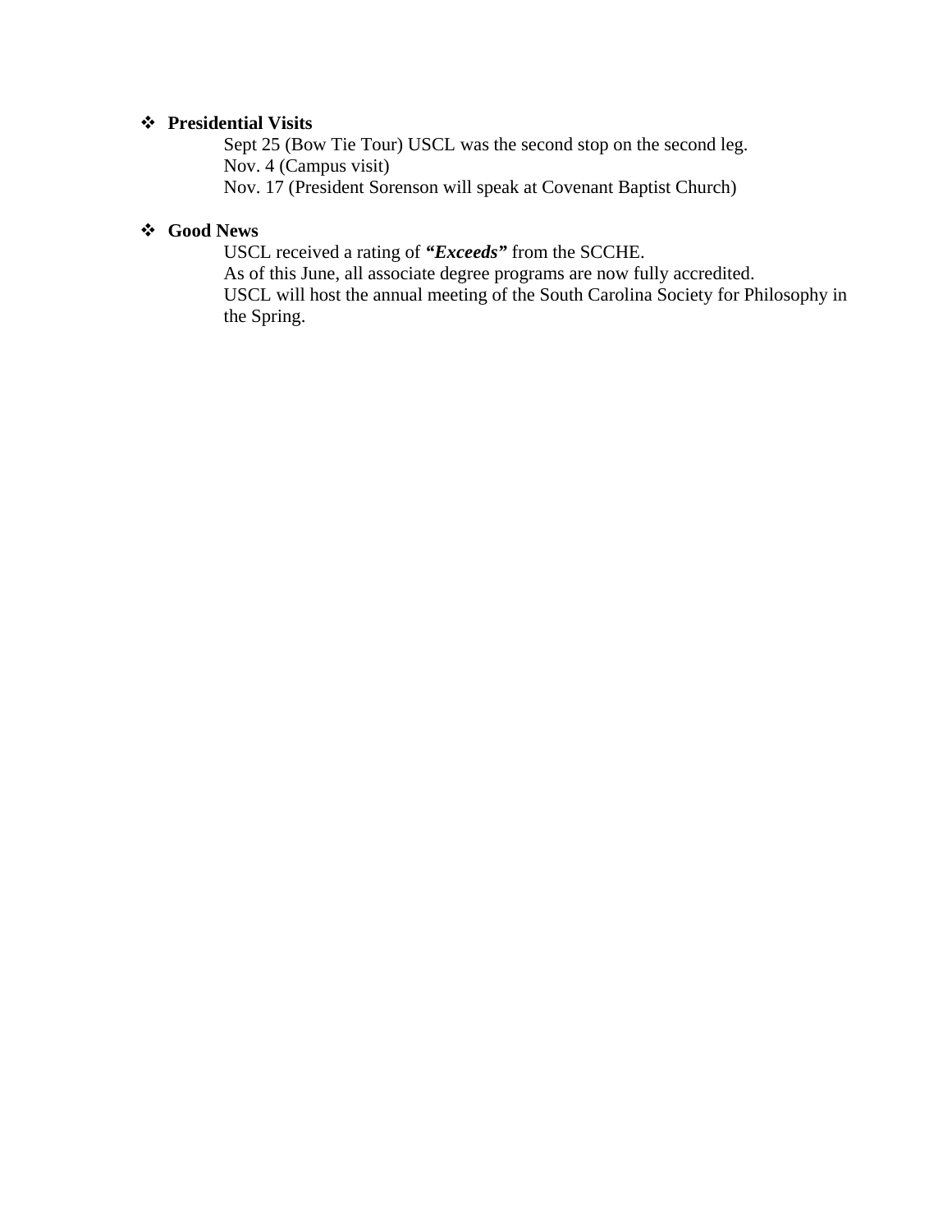- **Presidential Visits**

  Sept 25 (Bow Tie Tour) USCL was the second stop on the second leg.
  Nov. 4 (Campus visit)
  Nov. 17 (President Sorenson will speak at Covenant Baptist Church)

- **Good News**

  USCL received a rating of ***"Exceeds"*** from the SCCHE.
  As of this June, all associate degree programs are now fully accredited.
  USCL will host the annual meeting of the South Carolina Society for Philosophy in the Spring.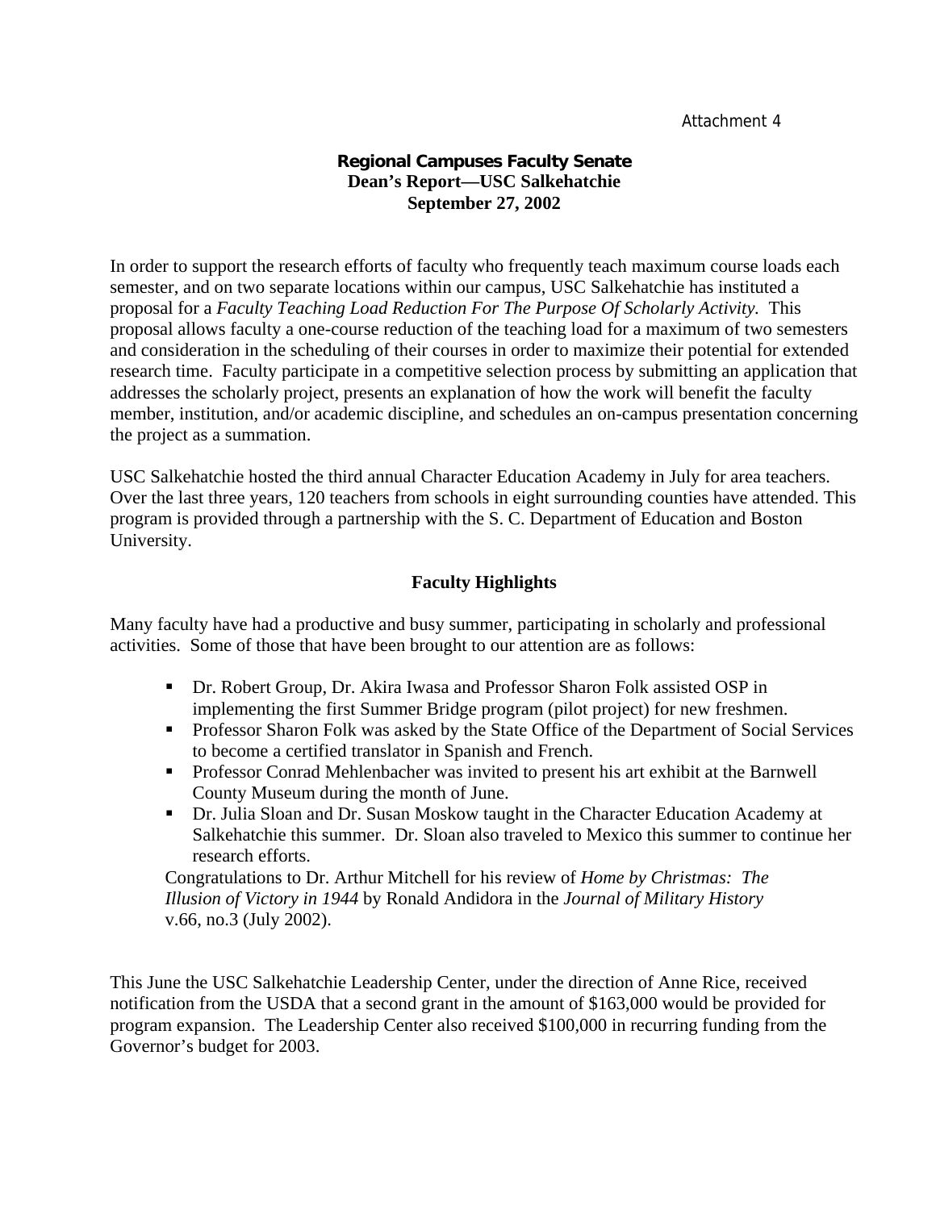Attachment 4

**Regional Campuses Faculty Senate**
**Dean's Report—USC Salkehatchie**
**September 27, 2002**

In order to support the research efforts of faculty who frequently teach maximum course loads each semester, and on two separate locations within our campus, USC Salkehatchie has instituted a proposal for a *Faculty Teaching Load Reduction For The Purpose Of Scholarly Activity.* This proposal allows faculty a one-course reduction of the teaching load for a maximum of two semesters and consideration in the scheduling of their courses in order to maximize their potential for extended research time. Faculty participate in a competitive selection process by submitting an application that addresses the scholarly project, presents an explanation of how the work will benefit the faculty member, institution, and/or academic discipline, and schedules an on-campus presentation concerning the project as a summation.

USC Salkehatchie hosted the third annual Character Education Academy in July for area teachers. Over the last three years, 120 teachers from schools in eight surrounding counties have attended. This program is provided through a partnership with the S. C. Department of Education and Boston University.

## Faculty Highlights

Many faculty have had a productive and busy summer, participating in scholarly and professional activities. Some of those that have been brought to our attention are as follows:

- Dr. Robert Group, Dr. Akira Iwasa and Professor Sharon Folk assisted OSP in implementing the first Summer Bridge program (pilot project) for new freshmen.
- Professor Sharon Folk was asked by the State Office of the Department of Social Services to become a certified translator in Spanish and French.
- Professor Conrad Mehlenbacher was invited to present his art exhibit at the Barnwell County Museum during the month of June.
- Dr. Julia Sloan and Dr. Susan Moskow taught in the Character Education Academy at Salkehatchie this summer. Dr. Sloan also traveled to Mexico this summer to continue her research efforts.

Congratulations to Dr. Arthur Mitchell for his review of *Home by Christmas: The Illusion of Victory in 1944* by Ronald Andidora in the *Journal of Military History* v.66, no.3 (July 2002).

This June the USC Salkehatchie Leadership Center, under the direction of Anne Rice, received notification from the USDA that a second grant in the amount of $163,000 would be provided for program expansion. The Leadership Center also received $100,000 in recurring funding from the Governor's budget for 2003.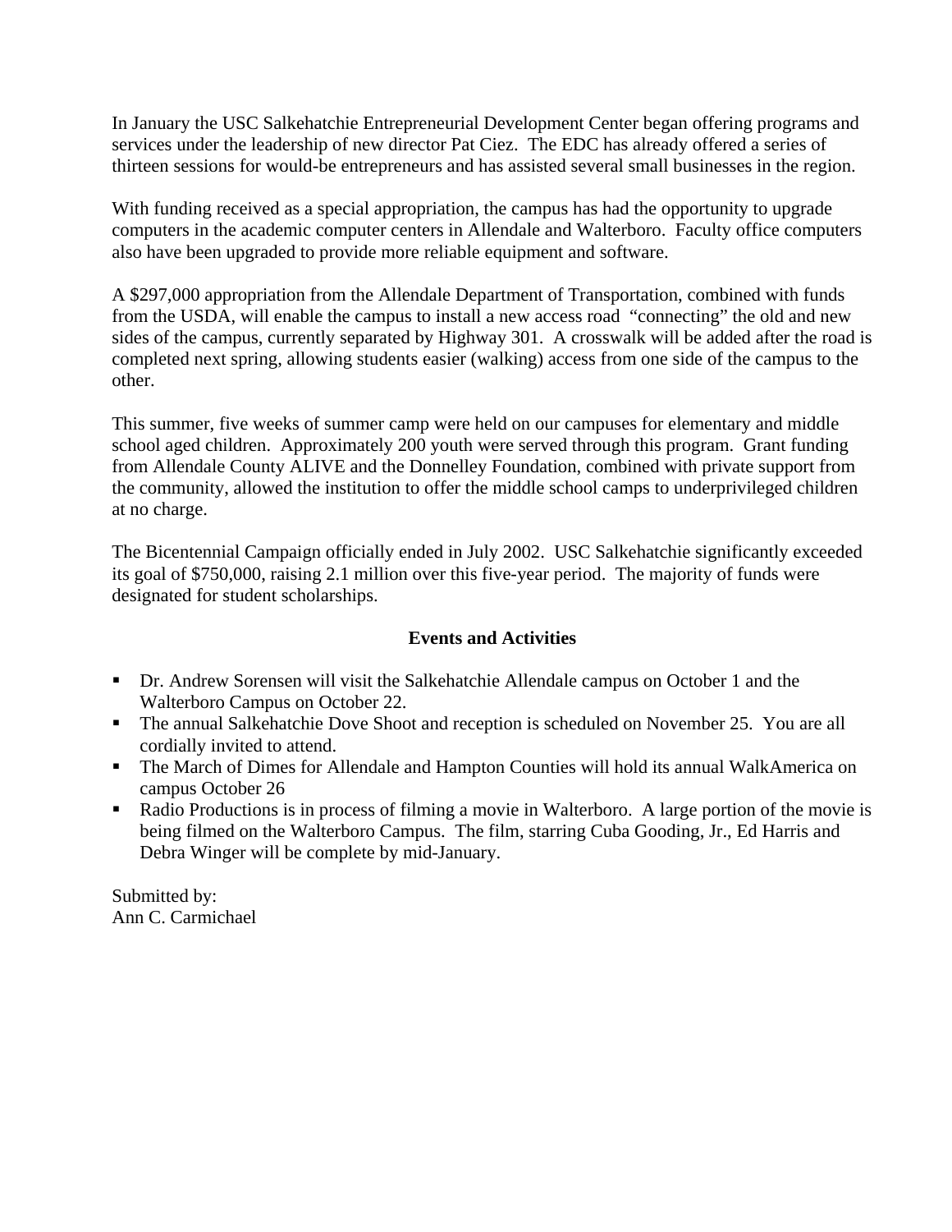In January the USC Salkehatchie Entrepreneurial Development Center began offering programs and services under the leadership of new director Pat Ciez. The EDC has already offered a series of thirteen sessions for would-be entrepreneurs and has assisted several small businesses in the region.

With funding received as a special appropriation, the campus has had the opportunity to upgrade computers in the academic computer centers in Allendale and Walterboro. Faculty office computers also have been upgraded to provide more reliable equipment and software.

A $297,000 appropriation from the Allendale Department of Transportation, combined with funds from the USDA, will enable the campus to install a new access road "connecting" the old and new sides of the campus, currently separated by Highway 301. A crosswalk will be added after the road is completed next spring, allowing students easier (walking) access from one side of the campus to the other.

This summer, five weeks of summer camp were held on our campuses for elementary and middle school aged children. Approximately 200 youth were served through this program. Grant funding from Allendale County ALIVE and the Donnelley Foundation, combined with private support from the community, allowed the institution to offer the middle school camps to underprivileged children at no charge.

The Bicentennial Campaign officially ended in July 2002. USC Salkehatchie significantly exceeded its goal of $750,000, raising 2.1 million over this five-year period. The majority of funds were designated for student scholarships.

**Events and Activities**

- Dr. Andrew Sorensen will visit the Salkehatchie Allendale campus on October 1 and the Walterboro Campus on October 22.
- The annual Salkehatchie Dove Shoot and reception is scheduled on November 25. You are all cordially invited to attend.
- The March of Dimes for Allendale and Hampton Counties will hold its annual WalkAmerica on campus October 26
- Radio Productions is in process of filming a movie in Walterboro. A large portion of the movie is being filmed on the Walterboro Campus. The film, starring Cuba Gooding, Jr., Ed Harris and Debra Winger will be complete by mid-January.

Submitted by:
Ann C. Carmichael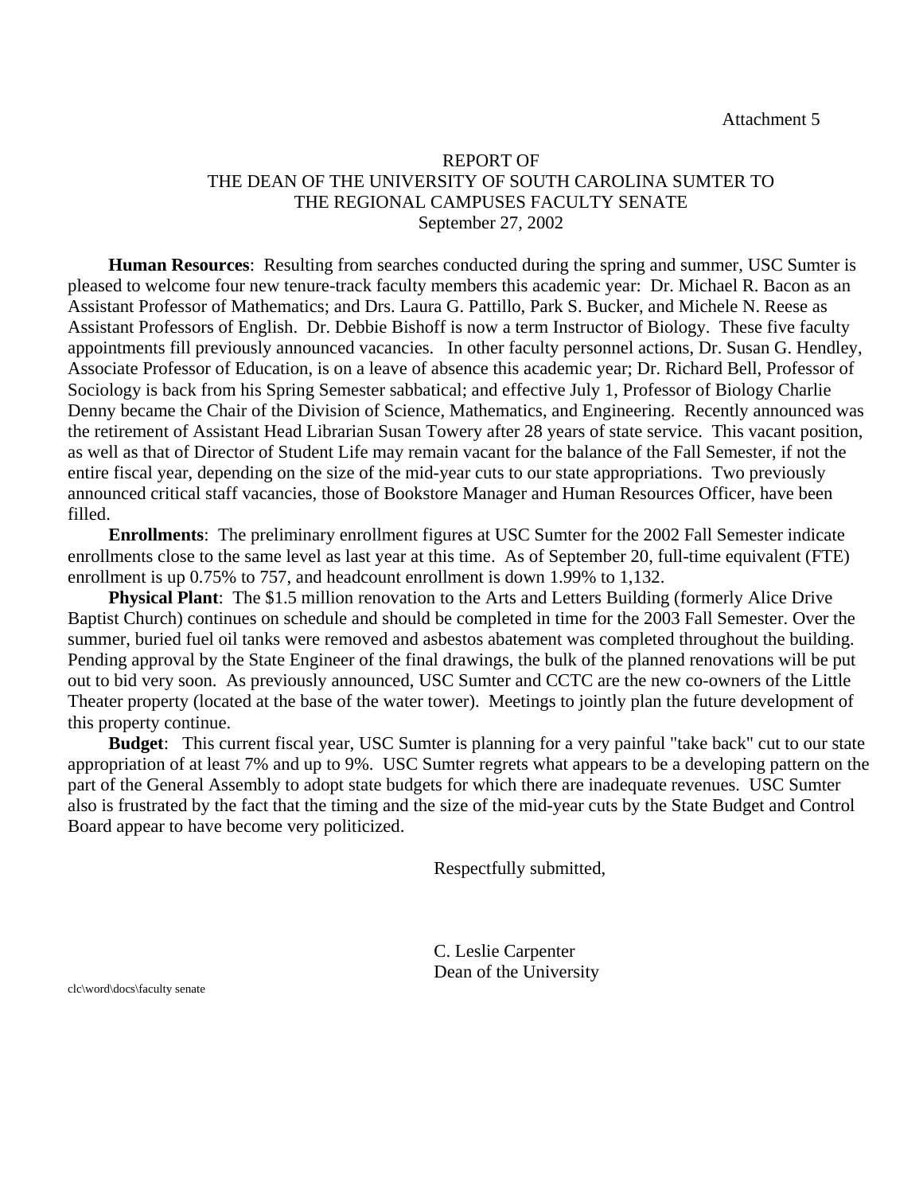Attachment 5

# REPORT OF
# THE DEAN OF THE UNIVERSITY OF SOUTH CAROLINA SUMTER TO THE REGIONAL CAMPUSES FACULTY SENATE
## September 27, 2002

**Human Resources**: Resulting from searches conducted during the spring and summer, USC Sumter is pleased to welcome four new tenure-track faculty members this academic year: Dr. Michael R. Bacon as an Assistant Professor of Mathematics; and Drs. Laura G. Pattillo, Park S. Bucker, and Michele N. Reese as Assistant Professors of English. Dr. Debbie Bishoff is now a term Instructor of Biology. These five faculty appointments fill previously announced vacancies. In other faculty personnel actions, Dr. Susan G. Hendley, Associate Professor of Education, is on a leave of absence this academic year; Dr. Richard Bell, Professor of Sociology is back from his Spring Semester sabbatical; and effective July 1, Professor of Biology Charlie Denny became the Chair of the Division of Science, Mathematics, and Engineering. Recently announced was the retirement of Assistant Head Librarian Susan Towery after 28 years of state service. This vacant position, as well as that of Director of Student Life may remain vacant for the balance of the Fall Semester, if not the entire fiscal year, depending on the size of the mid-year cuts to our state appropriations. Two previously announced critical staff vacancies, those of Bookstore Manager and Human Resources Officer, have been filled.

**Enrollments**: The preliminary enrollment figures at USC Sumter for the 2002 Fall Semester indicate enrollments close to the same level as last year at this time. As of September 20, full-time equivalent (FTE) enrollment is up 0.75% to 757, and headcount enrollment is down 1.99% to 1,132.

**Physical Plant**: The $1.5 million renovation to the Arts and Letters Building (formerly Alice Drive Baptist Church) continues on schedule and should be completed in time for the 2003 Fall Semester. Over the summer, buried fuel oil tanks were removed and asbestos abatement was completed throughout the building. Pending approval by the State Engineer of the final drawings, the bulk of the planned renovations will be put out to bid very soon. As previously announced, USC Sumter and CCTC are the new co-owners of the Little Theater property (located at the base of the water tower). Meetings to jointly plan the future development of this property continue.

**Budget**: This current fiscal year, USC Sumter is planning for a very painful "take back" cut to our state appropriation of at least 7% and up to 9%. USC Sumter regrets what appears to be a developing pattern on the part of the General Assembly to adopt state budgets for which there are inadequate revenues. USC Sumter also is frustrated by the fact that the timing and the size of the mid-year cuts by the State Budget and Control Board appear to have become very politicized.

Respectfully submitted,

C. Leslie Carpenter
Dean of the University

clc\word\docs\faculty senate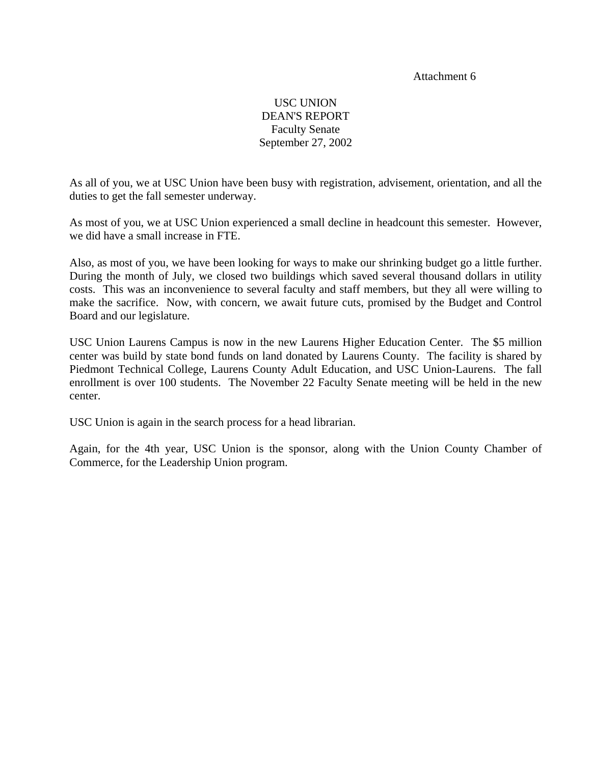Attachment 6

# USC UNION
## DEAN'S REPORT
### Faculty Senate
### September 27, 2002

As all of you, we at USC Union have been busy with registration, advisement, orientation, and all the duties to get the fall semester underway.

As most of you, we at USC Union experienced a small decline in headcount this semester. However, we did have a small increase in FTE.

Also, as most of you, we have been looking for ways to make our shrinking budget go a little further. During the month of July, we closed two buildings which saved several thousand dollars in utility costs. This was an inconvenience to several faculty and staff members, but they all were willing to make the sacrifice. Now, with concern, we await future cuts, promised by the Budget and Control Board and our legislature.

USC Union Laurens Campus is now in the new Laurens Higher Education Center. The $5 million center was build by state bond funds on land donated by Laurens County. The facility is shared by Piedmont Technical College, Laurens County Adult Education, and USC Union-Laurens. The fall enrollment is over 100 students. The November 22 Faculty Senate meeting will be held in the new center.

USC Union is again in the search process for a head librarian.

Again, for the 4th year, USC Union is the sponsor, along with the Union County Chamber of Commerce, for the Leadership Union program.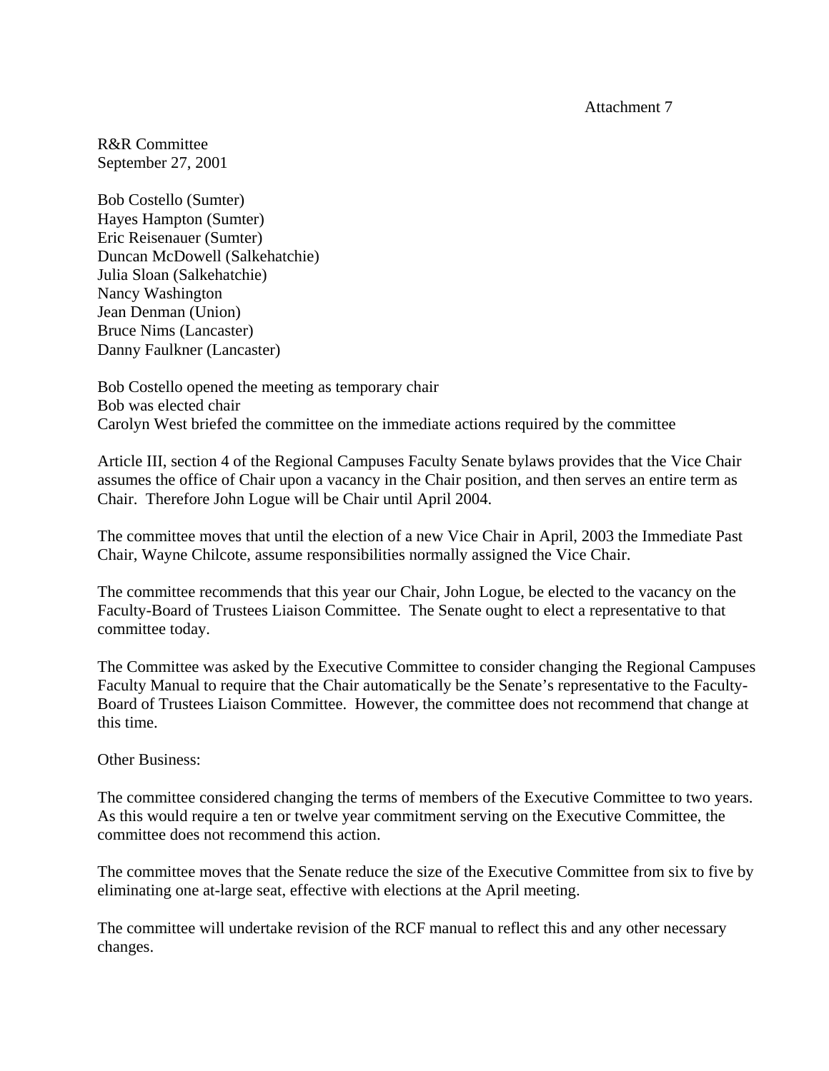Attachment 7

R&R Committee
September 27, 2001

Bob Costello (Sumter)
Hayes Hampton (Sumter)
Eric Reisenauer (Sumter)
Duncan McDowell (Salkehatchie)
Julia Sloan (Salkehatchie)
Nancy Washington
Jean Denman (Union)
Bruce Nims (Lancaster)
Danny Faulkner (Lancaster)

Bob Costello opened the meeting as temporary chair
Bob was elected chair
Carolyn West briefed the committee on the immediate actions required by the committee

Article III, section 4 of the Regional Campuses Faculty Senate bylaws provides that the Vice Chair assumes the office of Chair upon a vacancy in the Chair position, and then serves an entire term as Chair. Therefore John Logue will be Chair until April 2004.

The committee moves that until the election of a new Vice Chair in April, 2003 the Immediate Past Chair, Wayne Chilcote, assume responsibilities normally assigned the Vice Chair.

The committee recommends that this year our Chair, John Logue, be elected to the vacancy on the Faculty-Board of Trustees Liaison Committee. The Senate ought to elect a representative to that committee today.

The Committee was asked by the Executive Committee to consider changing the Regional Campuses Faculty Manual to require that the Chair automatically be the Senate's representative to the Faculty-Board of Trustees Liaison Committee. However, the committee does not recommend that change at this time.

Other Business:

The committee considered changing the terms of members of the Executive Committee to two years. As this would require a ten or twelve year commitment serving on the Executive Committee, the committee does not recommend this action.

The committee moves that the Senate reduce the size of the Executive Committee from six to five by eliminating one at-large seat, effective with elections at the April meeting.

The committee will undertake revision of the RCF manual to reflect this and any other necessary changes.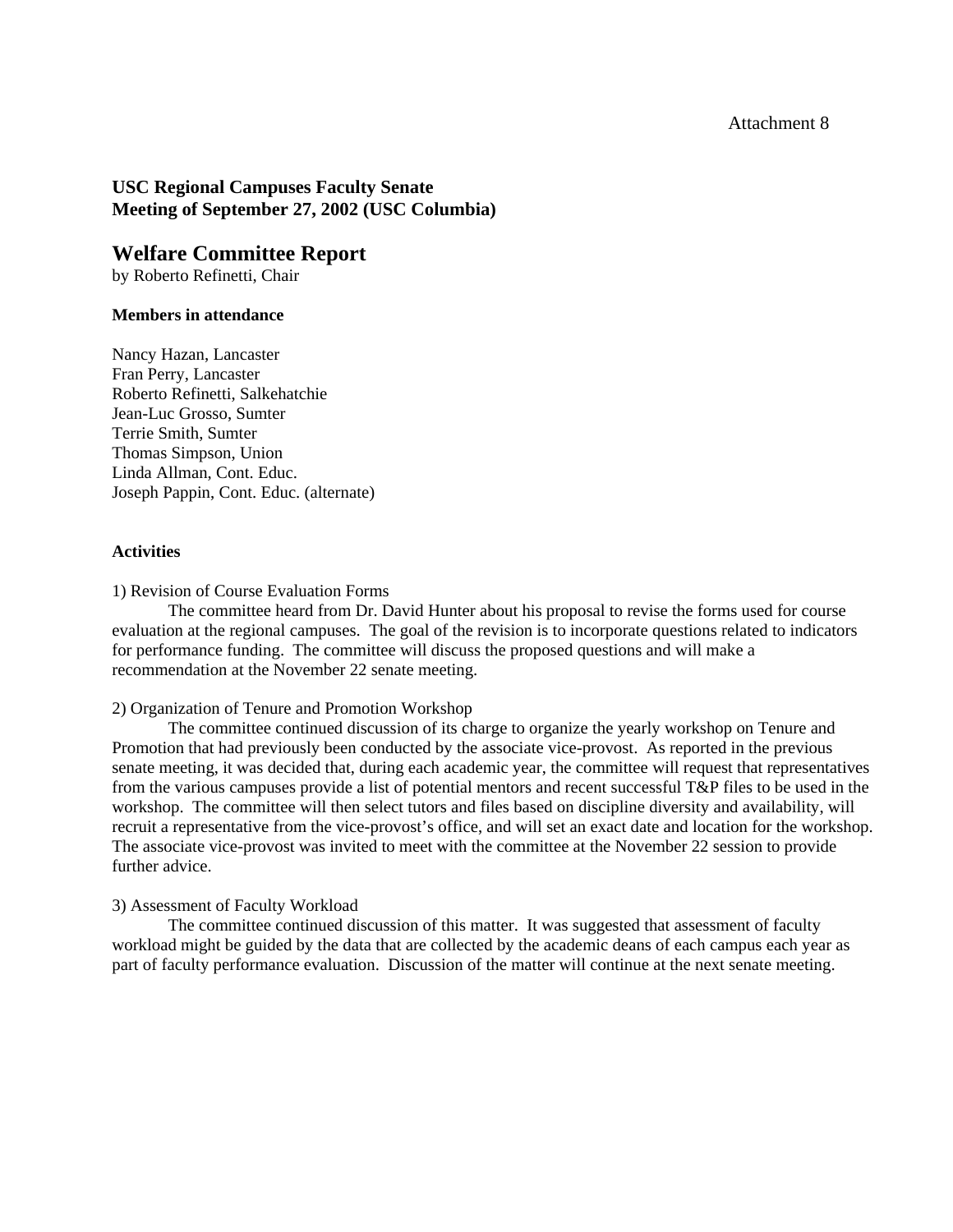Attachment 8

**USC Regional Campuses Faculty Senate**
**Meeting of September 27, 2002 (USC Columbia)**

## Welfare Committee Report

by Roberto Refinetti, Chair

**Members in attendance**

Nancy Hazan, Lancaster
Fran Perry, Lancaster
Roberto Refinetti, Salkehatchie
Jean-Luc Grosso, Sumter
Terrie Smith, Sumter
Thomas Simpson, Union
Linda Allman, Cont. Educ.
Joseph Pappin, Cont. Educ. (alternate)

**Activities**

1) Revision of Course Evaluation Forms

The committee heard from Dr. David Hunter about his proposal to revise the forms used for course evaluation at the regional campuses. The goal of the revision is to incorporate questions related to indicators for performance funding. The committee will discuss the proposed questions and will make a recommendation at the November 22 senate meeting.

2) Organization of Tenure and Promotion Workshop

The committee continued discussion of its charge to organize the yearly workshop on Tenure and Promotion that had previously been conducted by the associate vice-provost. As reported in the previous senate meeting, it was decided that, during each academic year, the committee will request that representatives from the various campuses provide a list of potential mentors and recent successful T&P files to be used in the workshop. The committee will then select tutors and files based on discipline diversity and availability, will recruit a representative from the vice-provost's office, and will set an exact date and location for the workshop. The associate vice-provost was invited to meet with the committee at the November 22 session to provide further advice.

3) Assessment of Faculty Workload

The committee continued discussion of this matter. It was suggested that assessment of faculty workload might be guided by the data that are collected by the academic deans of each campus each year as part of faculty performance evaluation. Discussion of the matter will continue at the next senate meeting.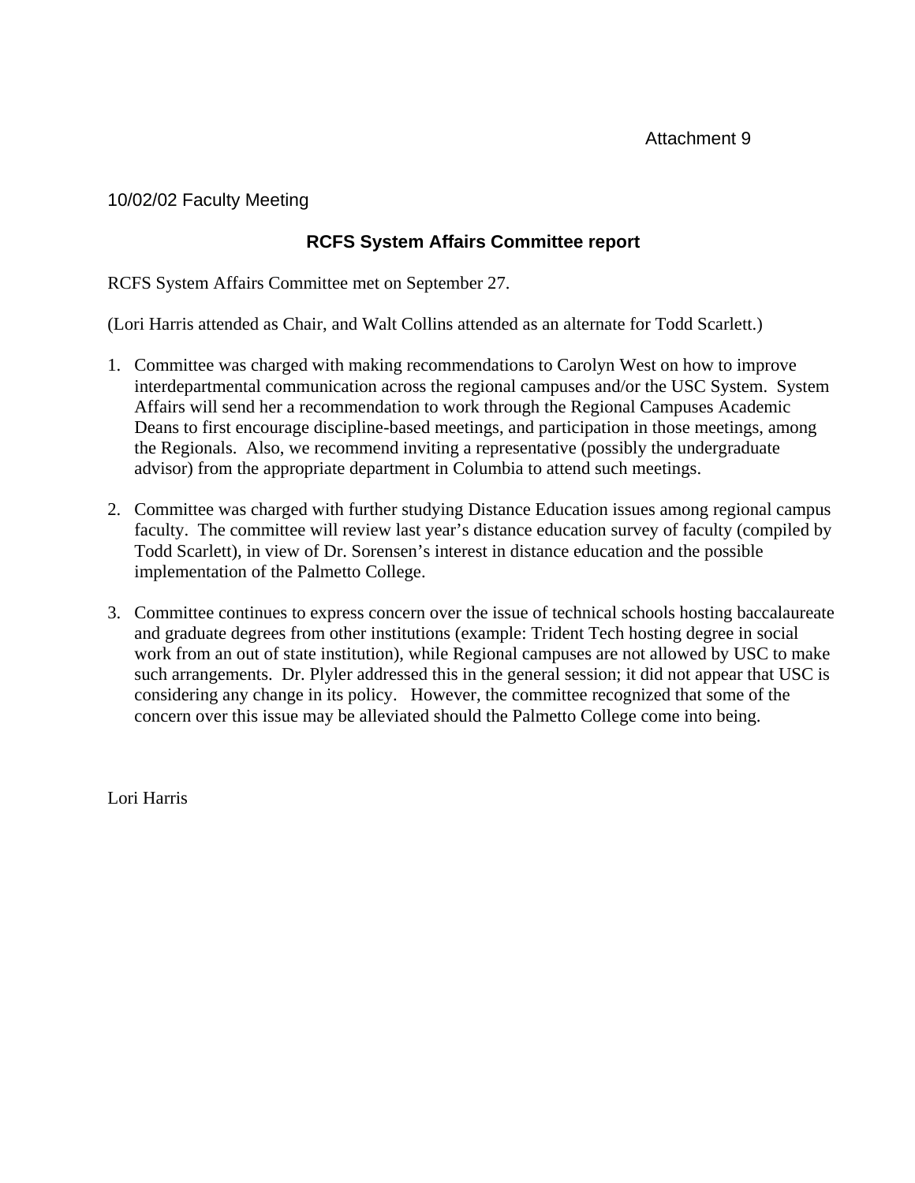Attachment 9

10/02/02 Faculty Meeting

## RCFS System Affairs Committee report

RCFS System Affairs Committee met on September 27.

(Lori Harris attended as Chair, and Walt Collins attended as an alternate for Todd Scarlett.)

1. Committee was charged with making recommendations to Carolyn West on how to improve interdepartmental communication across the regional campuses and/or the USC System. System Affairs will send her a recommendation to work through the Regional Campuses Academic Deans to first encourage discipline-based meetings, and participation in those meetings, among the Regionals. Also, we recommend inviting a representative (possibly the undergraduate advisor) from the appropriate department in Columbia to attend such meetings.

2. Committee was charged with further studying Distance Education issues among regional campus faculty. The committee will review last year's distance education survey of faculty (compiled by Todd Scarlett), in view of Dr. Sorensen's interest in distance education and the possible implementation of the Palmetto College.

3. Committee continues to express concern over the issue of technical schools hosting baccalaureate and graduate degrees from other institutions (example: Trident Tech hosting degree in social work from an out of state institution), while Regional campuses are not allowed by USC to make such arrangements. Dr. Plyler addressed this in the general session; it did not appear that USC is considering any change in its policy. However, the committee recognized that some of the concern over this issue may be alleviated should the Palmetto College come into being.

Lori Harris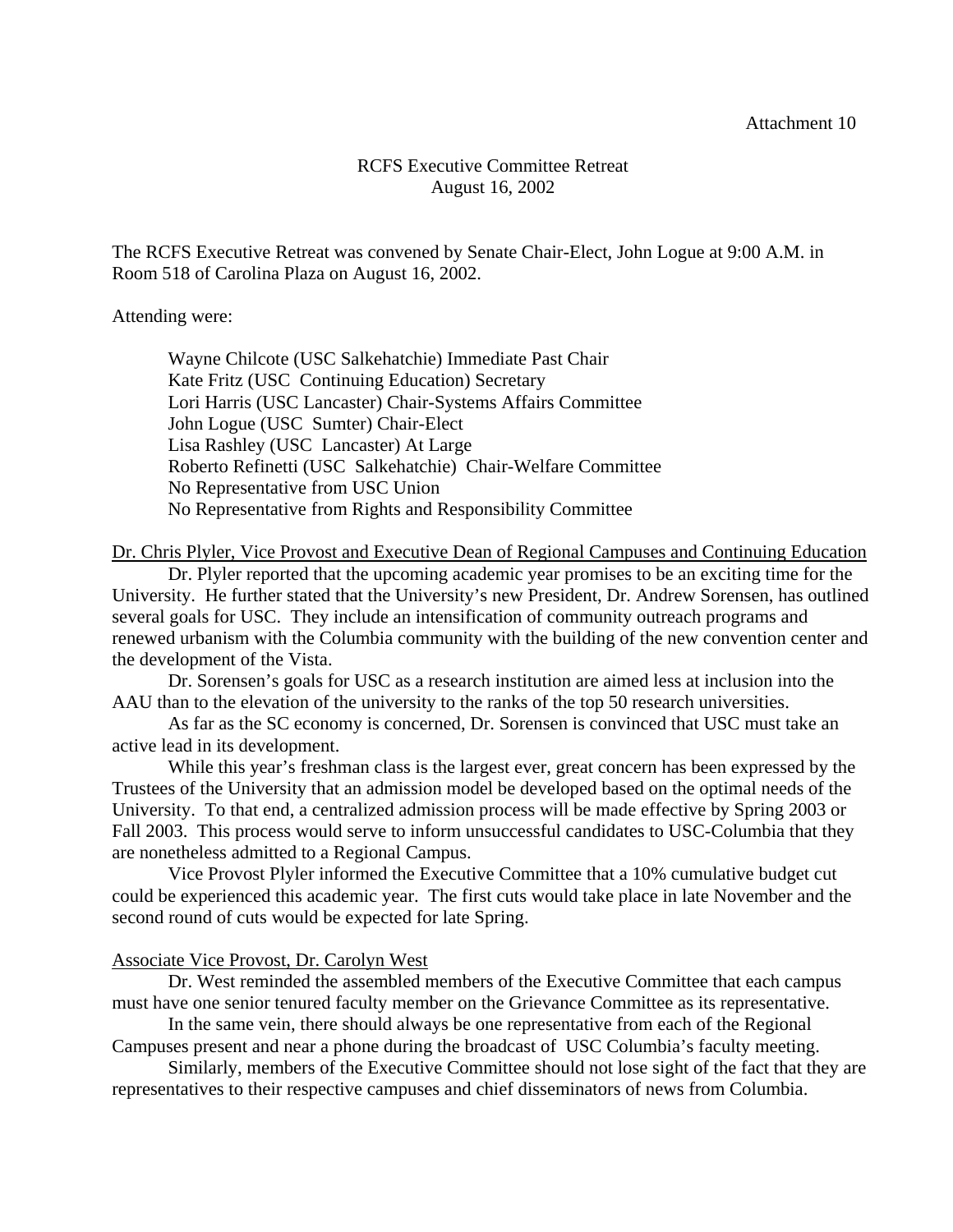Attachment 10

# RCFS Executive Committee Retreat
## August 16, 2002

The RCFS Executive Retreat was convened by Senate Chair-Elect, John Logue at 9:00 A.M. in Room 518 of Carolina Plaza on August 16, 2002.

Attending were:

- Wayne Chilcote (USC Salkehatchie) Immediate Past Chair
- Kate Fritz (USC Continuing Education) Secretary
- Lori Harris (USC Lancaster) Chair-Systems Affairs Committee
- John Logue (USC Sumter) Chair-Elect
- Lisa Rashley (USC Lancaster) At Large
- Roberto Refinetti (USC Salkehatchie) Chair-Welfare Committee
- No Representative from USC Union
- No Representative from Rights and Responsibility Committee

Dr. Chris Plyler, Vice Provost and Executive Dean of Regional Campuses and Continuing Education

Dr. Plyler reported that the upcoming academic year promises to be an exciting time for the University. He further stated that the University's new President, Dr. Andrew Sorensen, has outlined several goals for USC. They include an intensification of community outreach programs and renewed urbanism with the Columbia community with the building of the new convention center and the development of the Vista.

Dr. Sorensen's goals for USC as a research institution are aimed less at inclusion into the AAU than to the elevation of the university to the ranks of the top 50 research universities.

As far as the SC economy is concerned, Dr. Sorensen is convinced that USC must take an active lead in its development.

While this year's freshman class is the largest ever, great concern has been expressed by the Trustees of the University that an admission model be developed based on the optimal needs of the University. To that end, a centralized admission process will be made effective by Spring 2003 or Fall 2003. This process would serve to inform unsuccessful candidates to USC-Columbia that they are nonetheless admitted to a Regional Campus.

Vice Provost Plyler informed the Executive Committee that a 10% cumulative budget cut could be experienced this academic year. The first cuts would take place in late November and the second round of cuts would be expected for late Spring.

Associate Vice Provost, Dr. Carolyn West

Dr. West reminded the assembled members of the Executive Committee that each campus must have one senior tenured faculty member on the Grievance Committee as its representative.

In the same vein, there should always be one representative from each of the Regional Campuses present and near a phone during the broadcast of USC Columbia's faculty meeting.

Similarly, members of the Executive Committee should not lose sight of the fact that they are representatives to their respective campuses and chief disseminators of news from Columbia.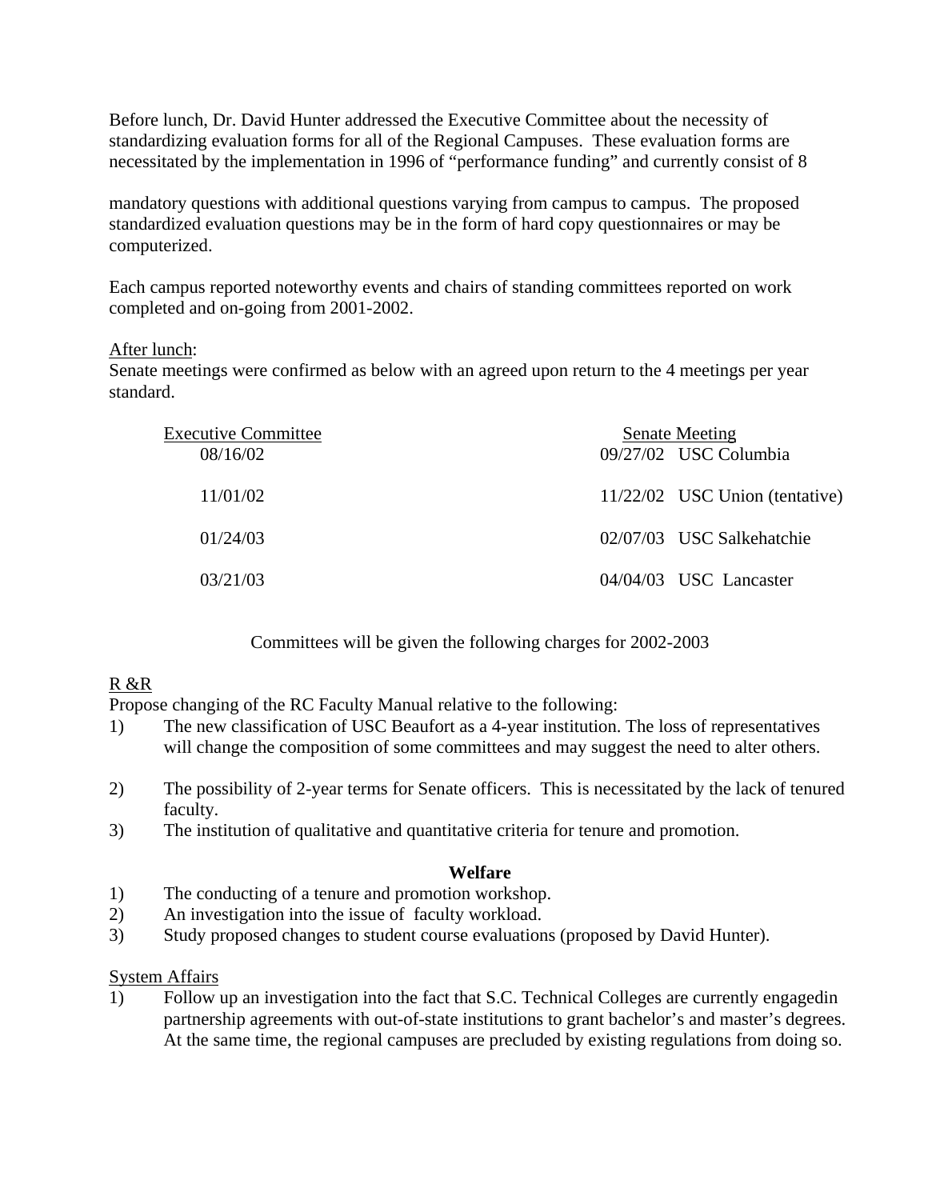Before lunch, Dr. David Hunter addressed the Executive Committee about the necessity of standardizing evaluation forms for all of the Regional Campuses. These evaluation forms are necessitated by the implementation in 1996 of "performance funding" and currently consist of 8

mandatory questions with additional questions varying from campus to campus. The proposed standardized evaluation questions may be in the form of hard copy questionnaires or may be computerized.

Each campus reported noteworthy events and chairs of standing committees reported on work completed and on-going from 2001-2002.

After lunch:
Senate meetings were confirmed as below with an agreed upon return to the 4 meetings per year standard.

| Executive Committee | Senate Meeting |
|---|---|
| 08/16/02 | 09/27/02 USC Columbia |
| 11/01/02 | 11/22/02 USC Union (tentative) |
| 01/24/03 | 02/07/03 USC Salkehatchie |
| 03/21/03 | 04/04/03 USC Lancaster |

Committees will be given the following charges for 2002-2003

R &R

Propose changing of the RC Faculty Manual relative to the following:

1) The new classification of USC Beaufort as a 4-year institution. The loss of representatives will change the composition of some committees and may suggest the need to alter others.
2) The possibility of 2-year terms for Senate officers. This is necessitated by the lack of tenured faculty.
3) The institution of qualitative and quantitative criteria for tenure and promotion.

**Welfare**

1) The conducting of a tenure and promotion workshop.
2) An investigation into the issue of faculty workload.
3) Study proposed changes to student course evaluations (proposed by David Hunter).

System Affairs

1) Follow up an investigation into the fact that S.C. Technical Colleges are currently engagedin partnership agreements with out-of-state institutions to grant bachelor's and master's degrees. At the same time, the regional campuses are precluded by existing regulations from doing so.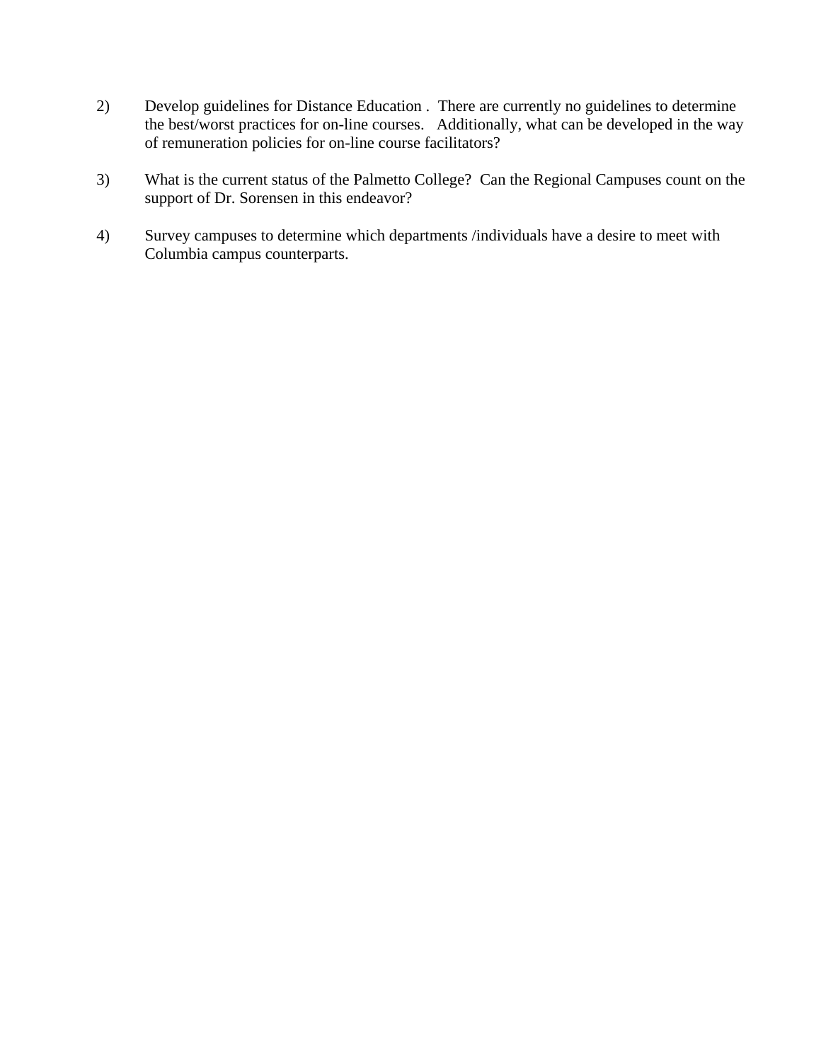2) Develop guidelines for Distance Education . There are currently no guidelines to determine the best/worst practices for on-line courses. Additionally, what can be developed in the way of remuneration policies for on-line course facilitators?

3) What is the current status of the Palmetto College? Can the Regional Campuses count on the support of Dr. Sorensen in this endeavor?

4) Survey campuses to determine which departments /individuals have a desire to meet with Columbia campus counterparts.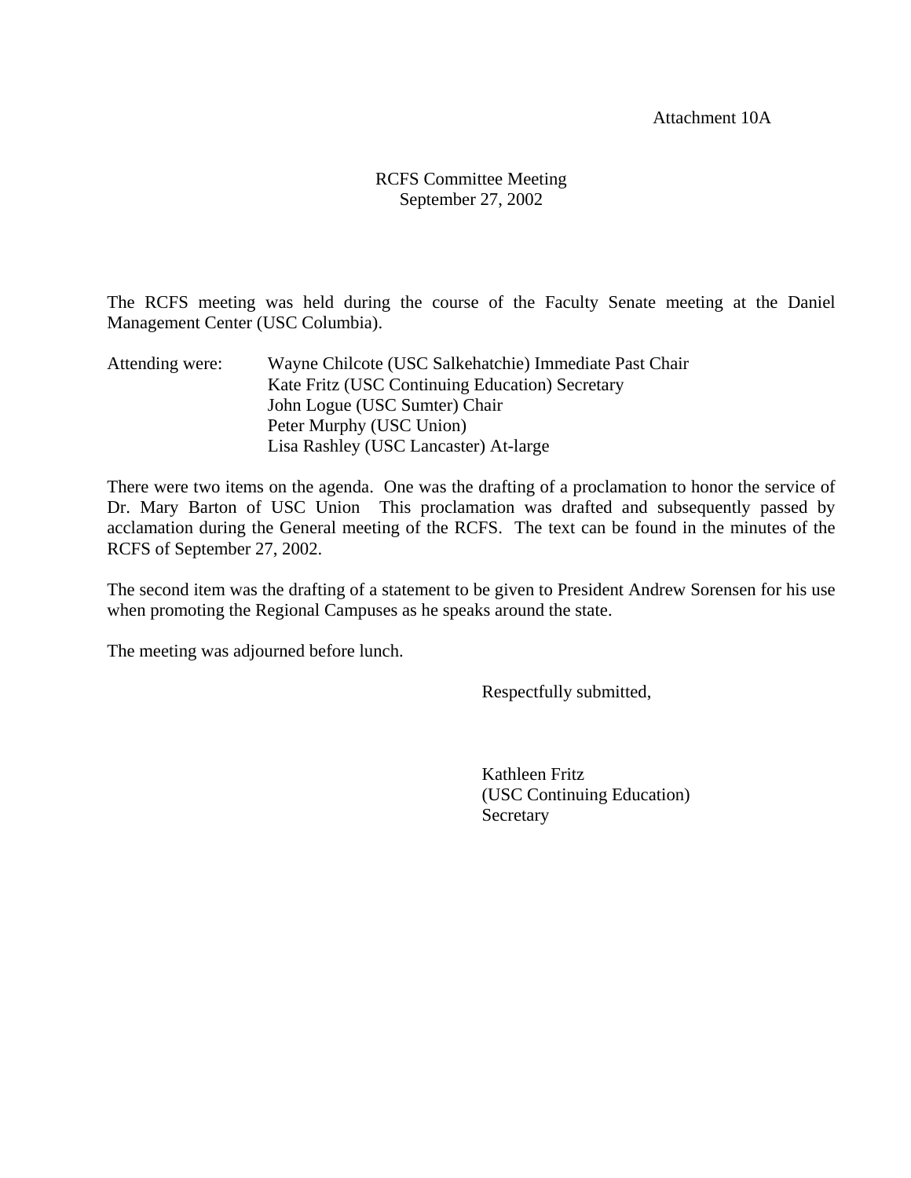Attachment 10A

RCFS Committee Meeting
September 27, 2002

The RCFS meeting was held during the course of the Faculty Senate meeting at the Daniel Management Center (USC Columbia).

Attending were:
- Wayne Chilcote (USC Salkehatchie) Immediate Past Chair
- Kate Fritz (USC Continuing Education) Secretary
- John Logue (USC Sumter) Chair
- Peter Murphy (USC Union)
- Lisa Rashley (USC Lancaster) At-large

There were two items on the agenda. One was the drafting of a proclamation to honor the service of Dr. Mary Barton of USC Union This proclamation was drafted and subsequently passed by acclamation during the General meeting of the RCFS. The text can be found in the minutes of the RCFS of September 27, 2002.

The second item was the drafting of a statement to be given to President Andrew Sorensen for his use when promoting the Regional Campuses as he speaks around the state.

The meeting was adjourned before lunch.

Respectfully submitted,

Kathleen Fritz
(USC Continuing Education)
Secretary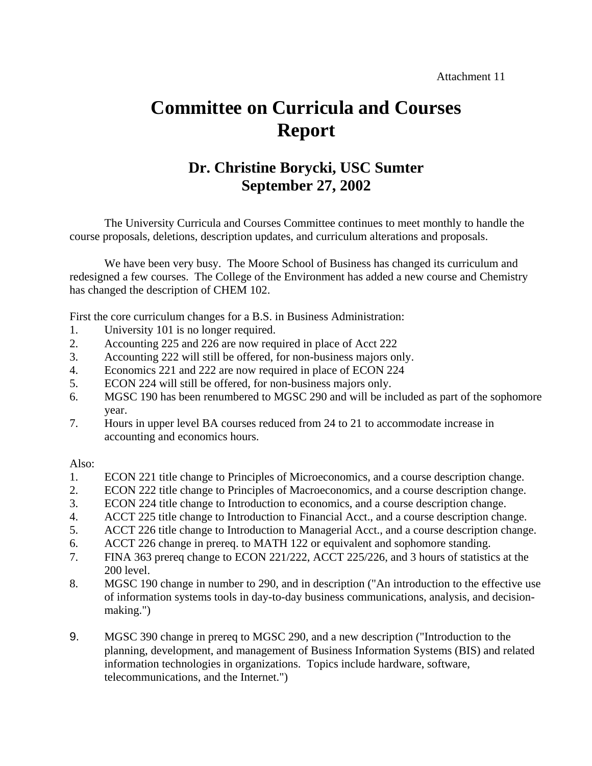Attachment 11

# Committee on Curricula and Courses Report

## Dr. Christine Borycki, USC Sumter
## September 27, 2002

The University Curricula and Courses Committee continues to meet monthly to handle the course proposals, deletions, description updates, and curriculum alterations and proposals.

We have been very busy. The Moore School of Business has changed its curriculum and redesigned a few courses. The College of the Environment has added a new course and Chemistry has changed the description of CHEM 102.

First the core curriculum changes for a B.S. in Business Administration:

1. University 101 is no longer required.
2. Accounting 225 and 226 are now required in place of Acct 222
3. Accounting 222 will still be offered, for non-business majors only.
4. Economics 221 and 222 are now required in place of ECON 224
5. ECON 224 will still be offered, for non-business majors only.
6. MGSC 190 has been renumbered to MGSC 290 and will be included as part of the sophomore year.
7. Hours in upper level BA courses reduced from 24 to 21 to accommodate increase in accounting and economics hours.

Also:

1. ECON 221 title change to Principles of Microeconomics, and a course description change.
2. ECON 222 title change to Principles of Macroeconomics, and a course description change.
3. ECON 224 title change to Introduction to economics, and a course description change.
4. ACCT 225 title change to Introduction to Financial Acct., and a course description change.
5. ACCT 226 title change to Introduction to Managerial Acct., and a course description change.
6. ACCT 226 change in prereq. to MATH 122 or equivalent and sophomore standing.
7. FINA 363 prereq change to ECON 221/222, ACCT 225/226, and 3 hours of statistics at the 200 level.
8. MGSC 190 change in number to 290, and in description ("An introduction to the effective use of information systems tools in day-to-day business communications, analysis, and decision-making.")
9. MGSC 390 change in prereq to MGSC 290, and a new description ("Introduction to the planning, development, and management of Business Information Systems (BIS) and related information technologies in organizations. Topics include hardware, software, telecommunications, and the Internet.")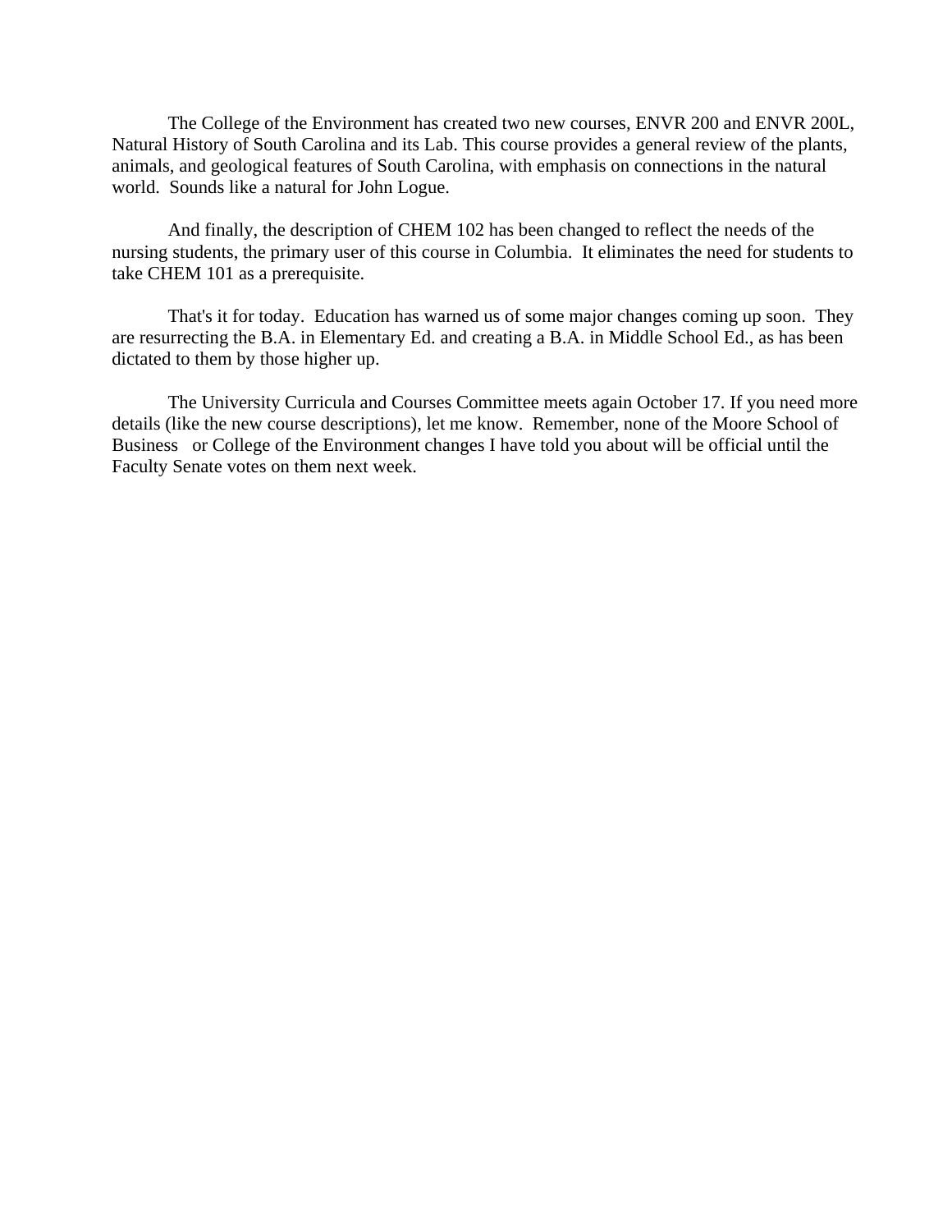The College of the Environment has created two new courses, ENVR 200 and ENVR 200L, Natural History of South Carolina and its Lab. This course provides a general review of the plants, animals, and geological features of South Carolina, with emphasis on connections in the natural world. Sounds like a natural for John Logue.

And finally, the description of CHEM 102 has been changed to reflect the needs of the nursing students, the primary user of this course in Columbia. It eliminates the need for students to take CHEM 101 as a prerequisite.

That's it for today. Education has warned us of some major changes coming up soon. They are resurrecting the B.A. in Elementary Ed. and creating a B.A. in Middle School Ed., as has been dictated to them by those higher up.

The University Curricula and Courses Committee meets again October 17. If you need more details (like the new course descriptions), let me know. Remember, none of the Moore School of Business or College of the Environment changes I have told you about will be official until the Faculty Senate votes on them next week.